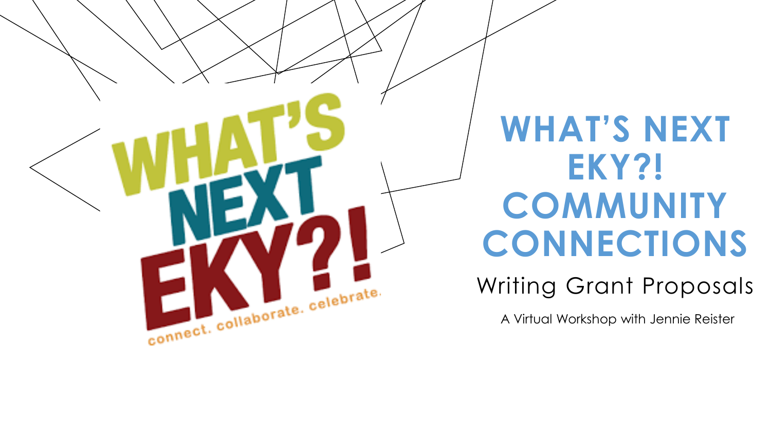# WHAT'S NEXT EKY?! COMMUNITY CONNECTIONS

## Writing Grant Proposals

A Virtual Workshop with Jennie Reister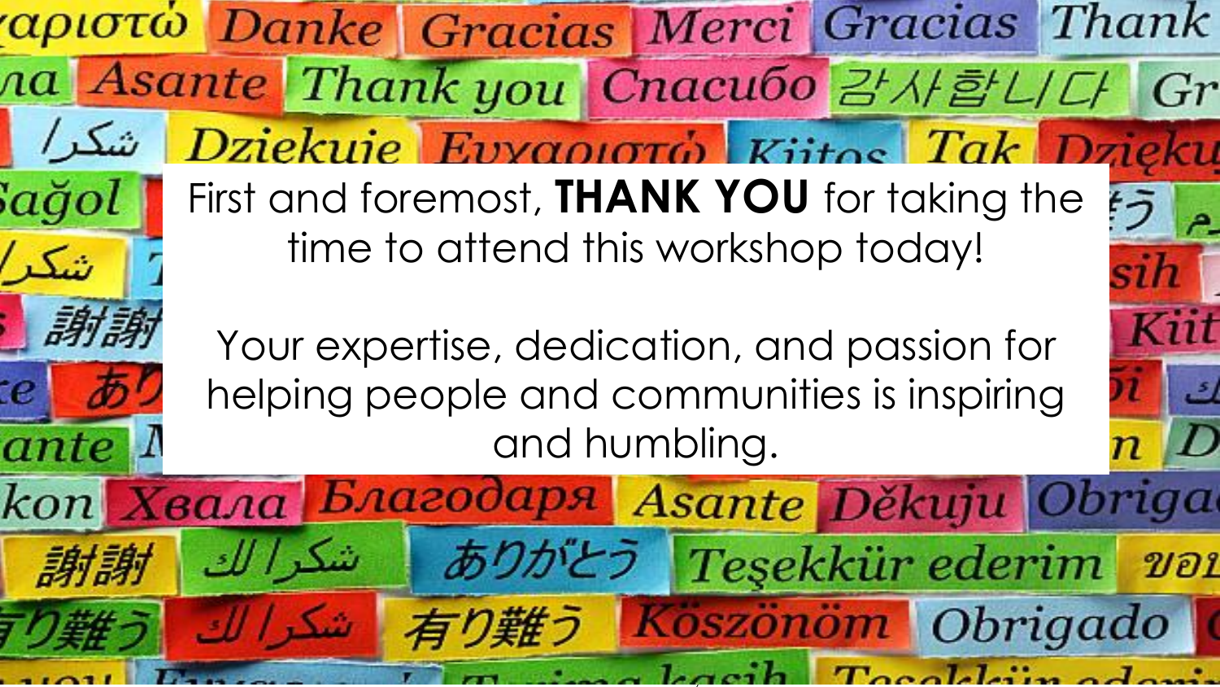First and foremost, **THANK YOU** for taking the time to attend this workshop today!

Your expertise, dedication, and passion for helping people and communities is inspiring and humbling.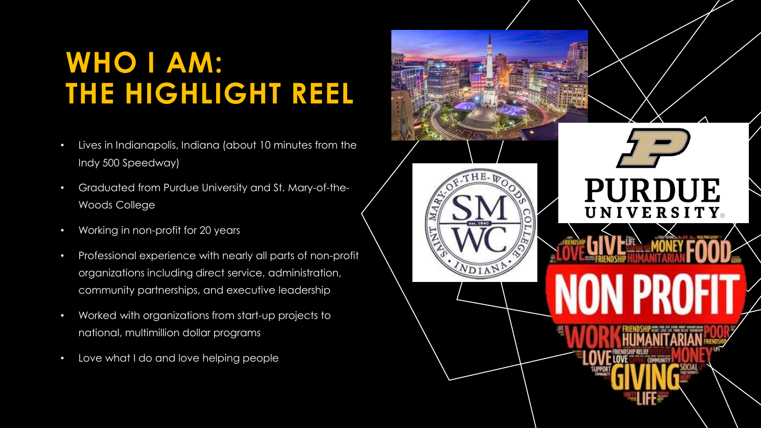# WHO I AM: THE HIGHLIGHT REEL

- Lives in Indianapolis, Indiana (about 10 minutes from the Indy 500 Speedway)
- Graduated from Purdue University and St. Mary-of-the-Woods College
- Working in non-profit for 20 years
- Professional experience with nearly all parts of non-profit organizations including direct service, administration, community partnerships, and executive leadership
- Worked with organizations from start-up projects to national, multimillion dollar programs
- Love what I do and love helping people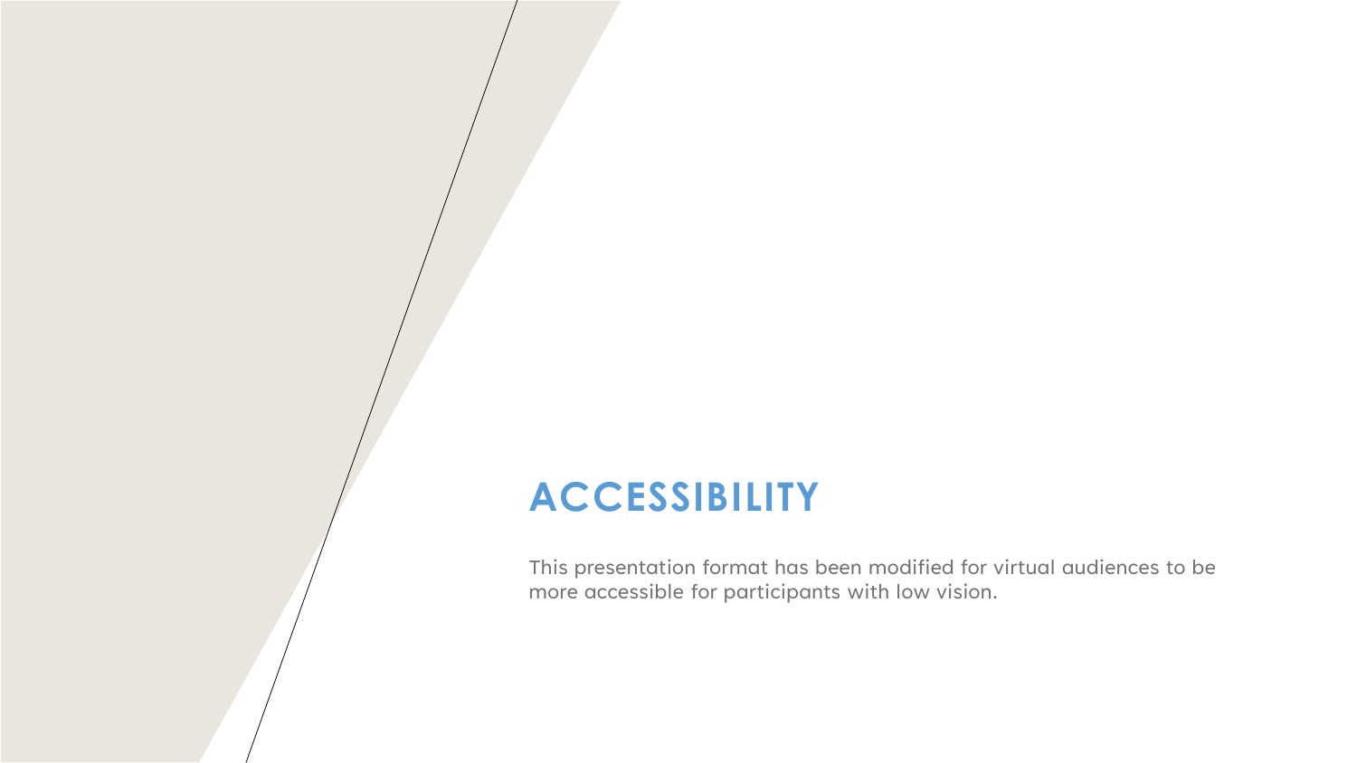# ACCESSIBILITY

This presentation format has been modified for virtual audiences to be more accessible for participants with low vision.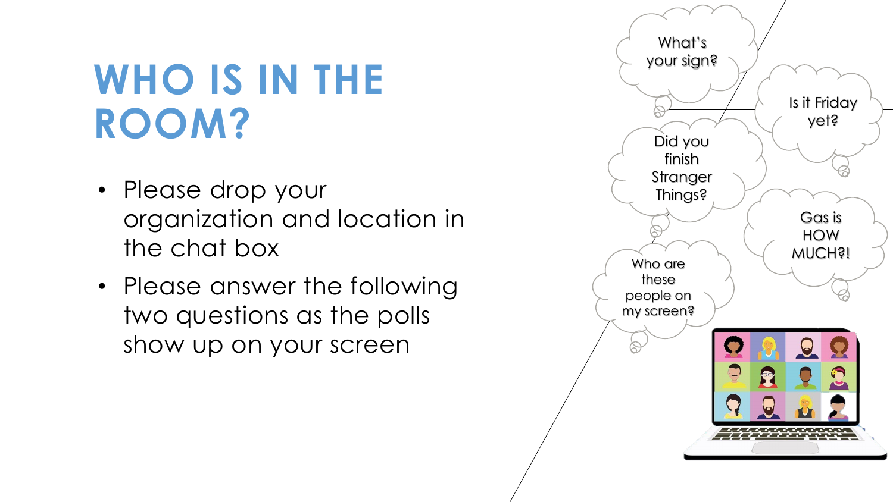# WHO IS IN THE ROOM?

- Please drop your organization and location in the chat box
- Please answer the following two questions as the polls show up on your screen

What's your sign?

Is it Friday yet?

Did you finish Stranger Things?

Gas is HOW MUCH?!

Who are these people on my screen?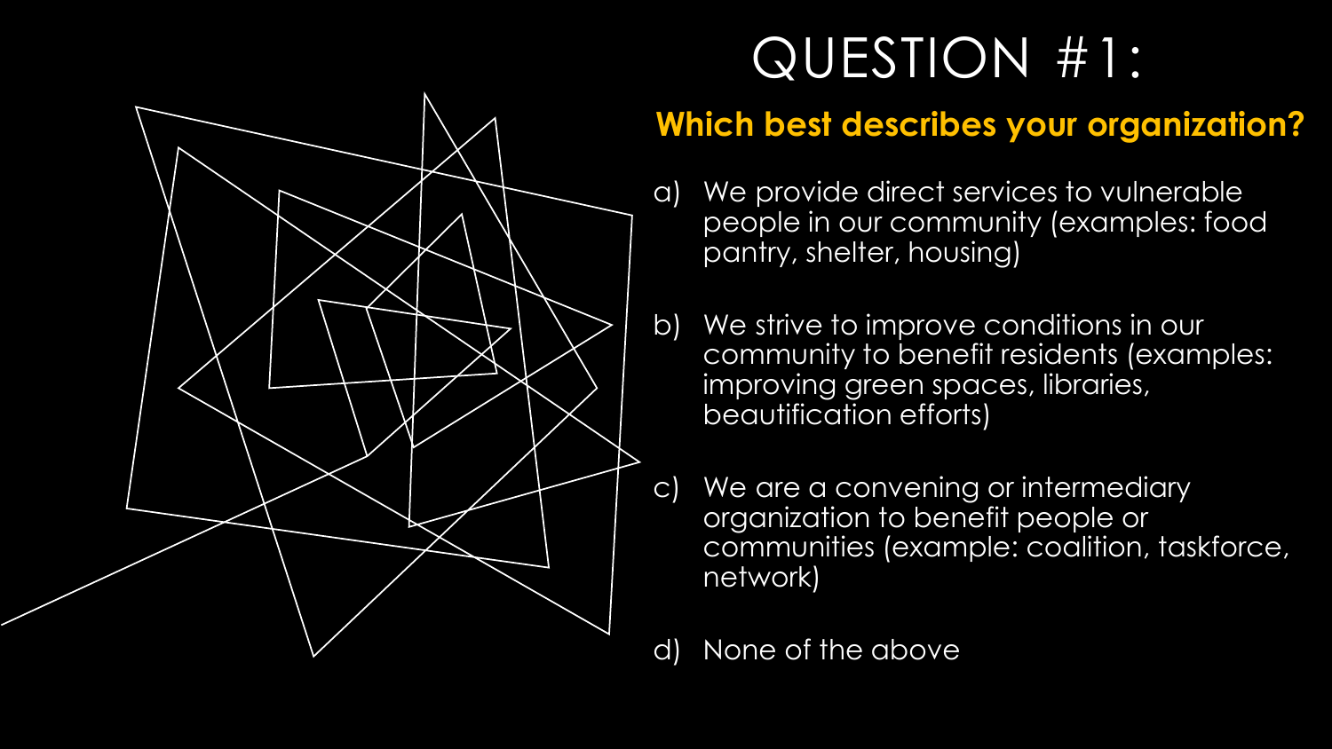# QUESTION #1:

**Which best describes your organization?**

a) We provide direct services to vulnerable people in our community (examples: food pantry, shelter, housing)

b) We strive to improve conditions in our community to benefit residents (examples: improving green spaces, libraries, beautification efforts)

c) We are a convening or intermediary organization to benefit people or communities (example: coalition, taskforce, network)

d) None of the above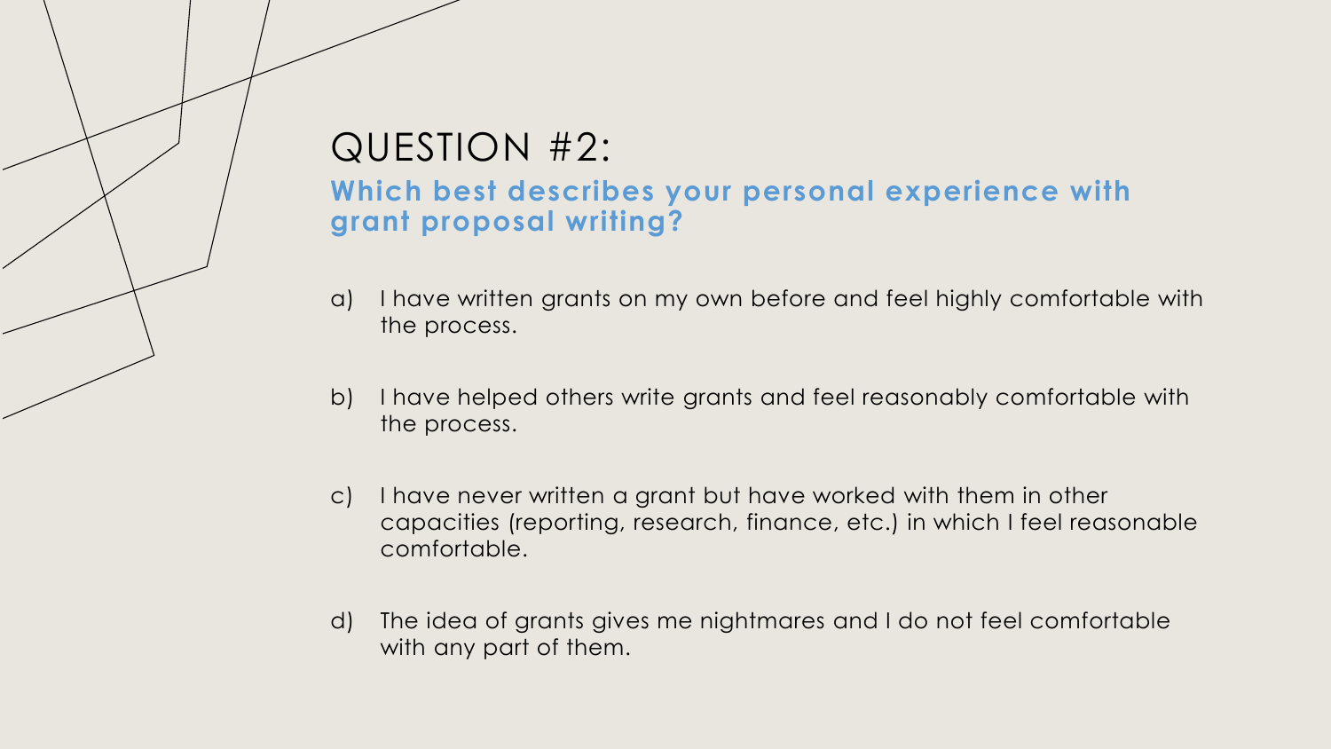# QUESTION #2:

## Which best describes your personal experience with grant proposal writing?

a) I have written grants on my own before and feel highly comfortable with the process.

b) I have helped others write grants and feel reasonably comfortable with the process.

c) I have never written a grant but have worked with them in other capacities (reporting, research, finance, etc.) in which I feel reasonable comfortable.

d) The idea of grants gives me nightmares and I do not feel comfortable with any part of them.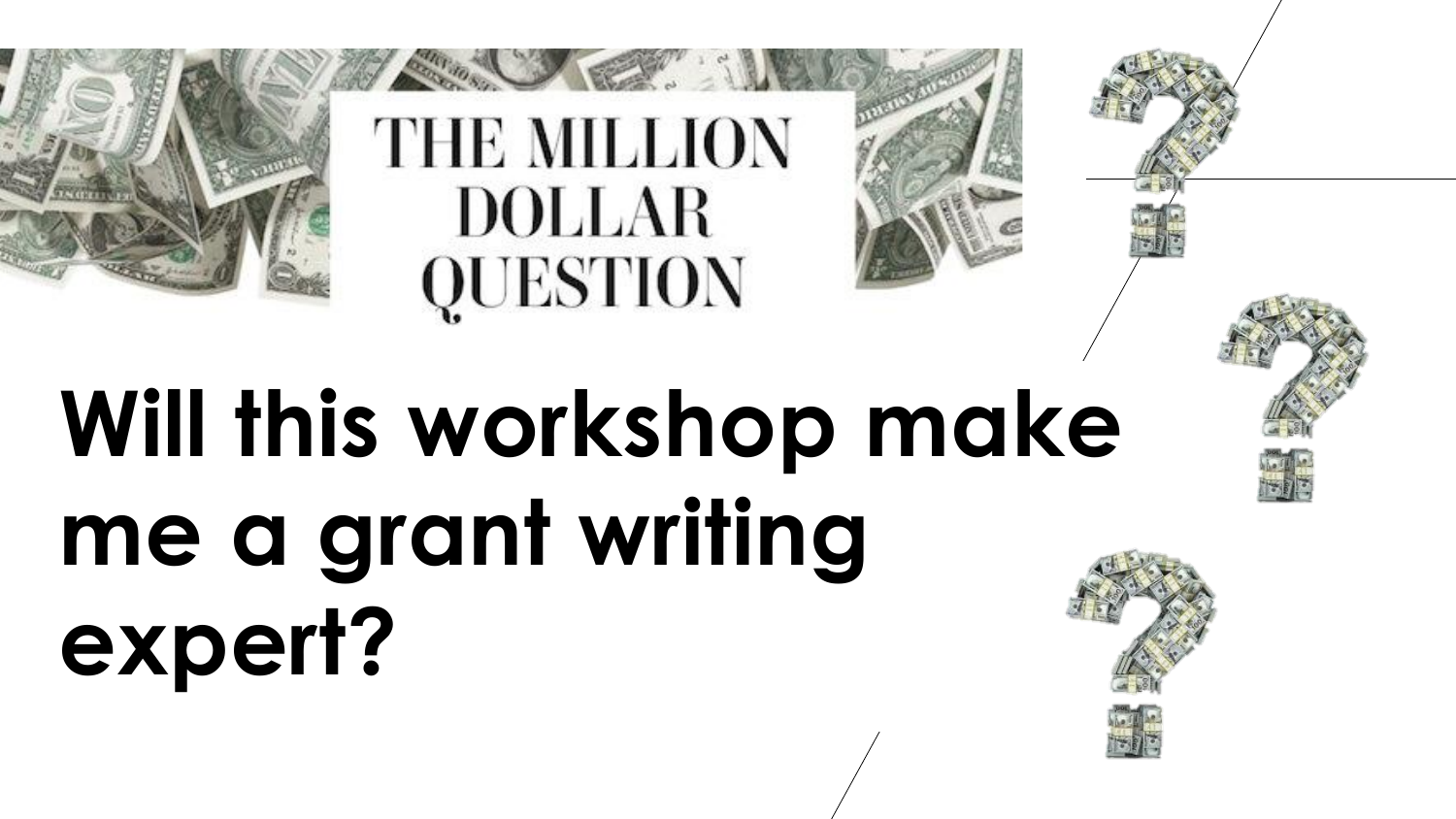THE MILLION DOLLAR QUESTION

# Will this workshop make me a grant writing expert?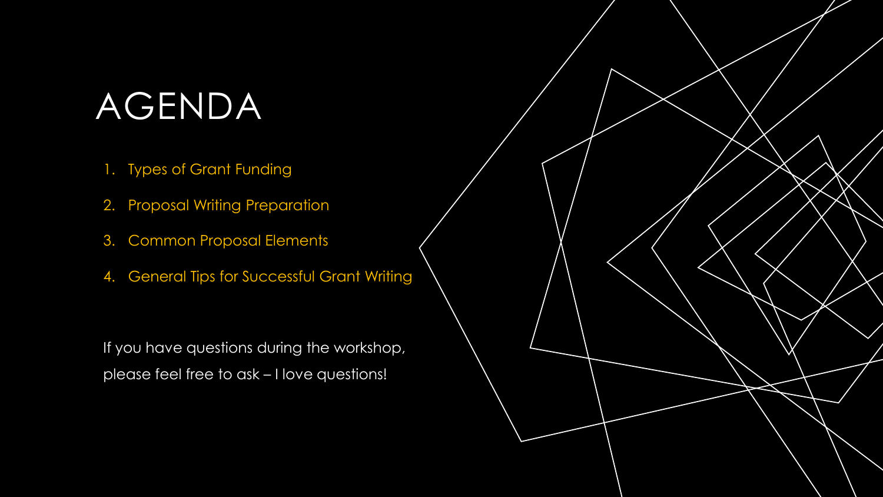# AGENDA

1. Types of Grant Funding
2. Proposal Writing Preparation
3. Common Proposal Elements
4. General Tips for Successful Grant Writing

If you have questions during the workshop, please feel free to ask – I love questions!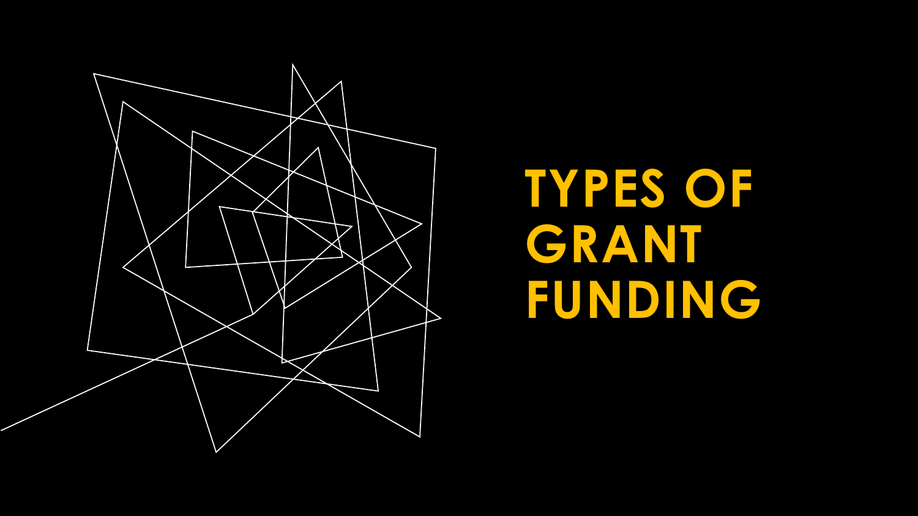# TYPES OF GRANT FUNDING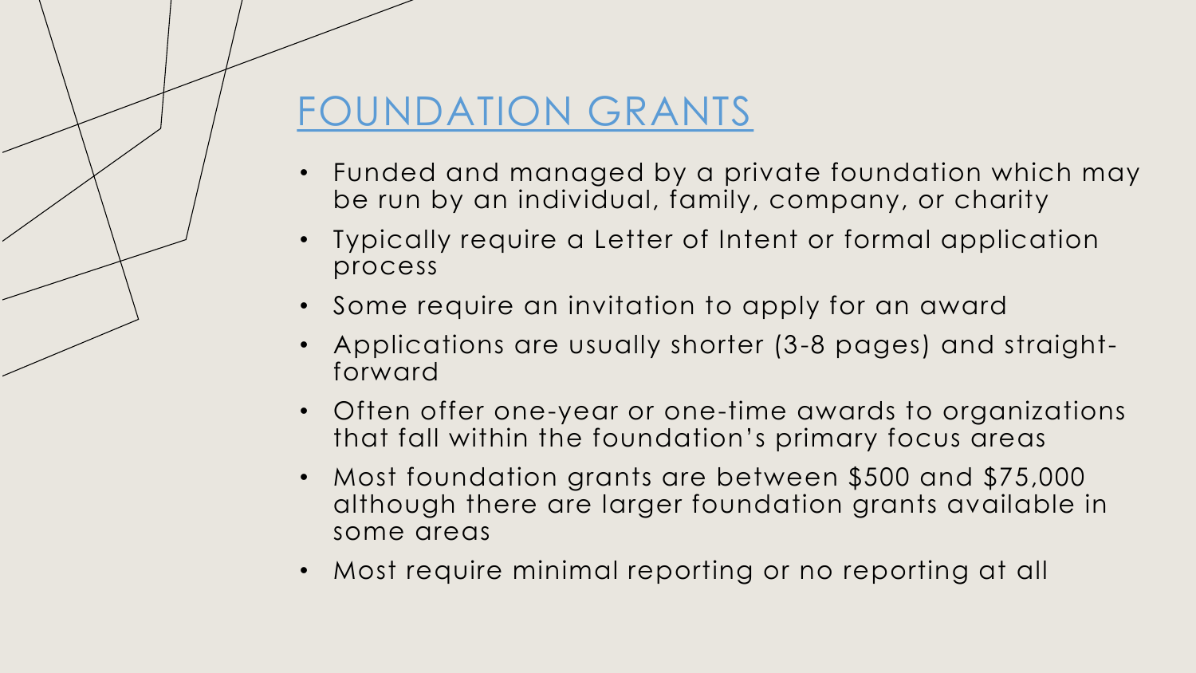# FOUNDATION GRANTS

- Funded and managed by a private foundation which may be run by an individual, family, company, or charity
- Typically require a Letter of Intent or formal application process
- Some require an invitation to apply for an award
- Applications are usually shorter (3-8 pages) and straight-forward
- Often offer one-year or one-time awards to organizations that fall within the foundation's primary focus areas
- Most foundation grants are between $500 and $75,000 although there are larger foundation grants available in some areas
- Most require minimal reporting or no reporting at all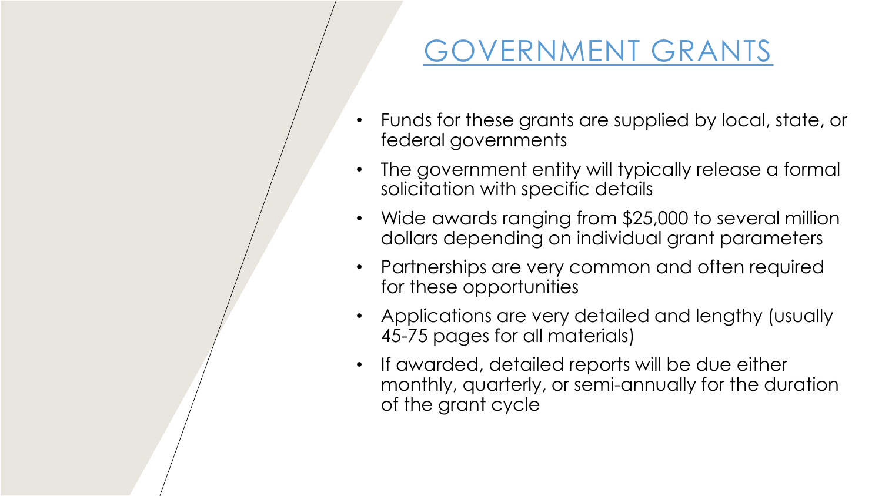# GOVERNMENT GRANTS

- Funds for these grants are supplied by local, state, or federal governments
- The government entity will typically release a formal solicitation with specific details
- Wide awards ranging from $25,000 to several million dollars depending on individual grant parameters
- Partnerships are very common and often required for these opportunities
- Applications are very detailed and lengthy (usually 45-75 pages for all materials)
- If awarded, detailed reports will be due either monthly, quarterly, or semi-annually for the duration of the grant cycle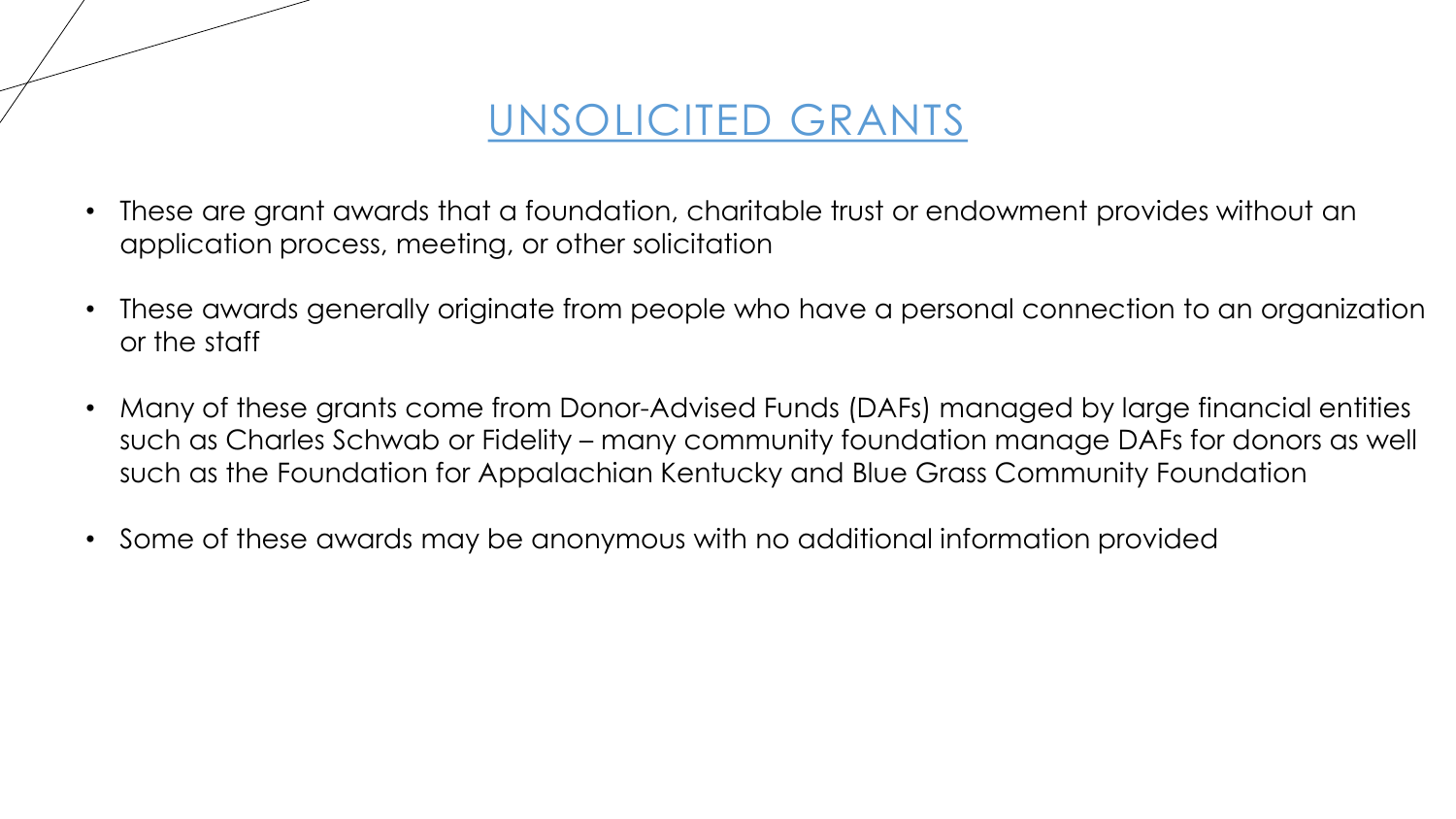# UNSOLICITED GRANTS

- These are grant awards that a foundation, charitable trust or endowment provides without an application process, meeting, or other solicitation
- These awards generally originate from people who have a personal connection to an organization or the staff
- Many of these grants come from Donor-Advised Funds (DAFs) managed by large financial entities such as Charles Schwab or Fidelity – many community foundation manage DAFs for donors as well such as the Foundation for Appalachian Kentucky and Blue Grass Community Foundation
- Some of these awards may be anonymous with no additional information provided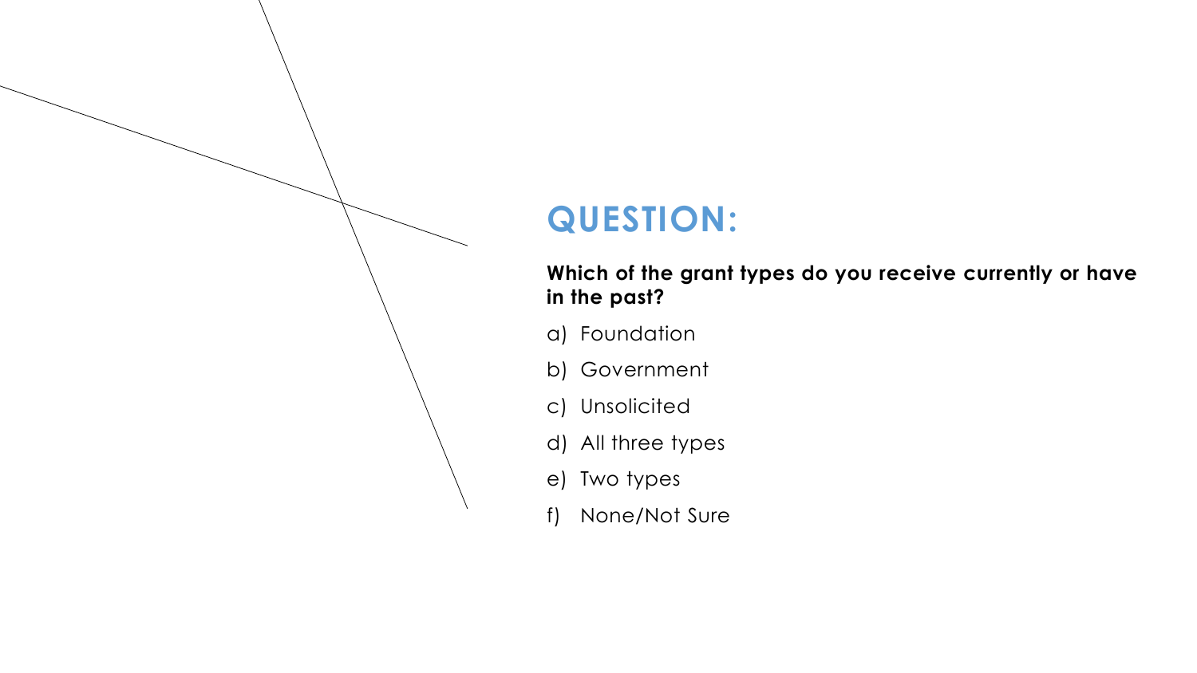# QUESTION:

**Which of the grant types do you receive currently or have in the past?**

a) Foundation
b) Government
c) Unsolicited
d) All three types
e) Two types
f) None/Not Sure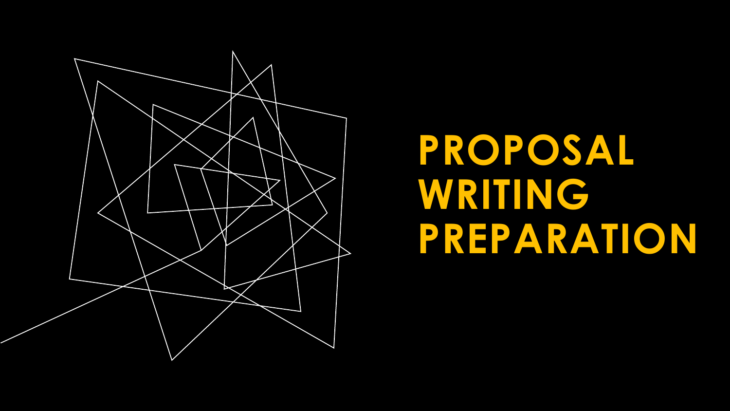# PROPOSAL WRITING PREPARATION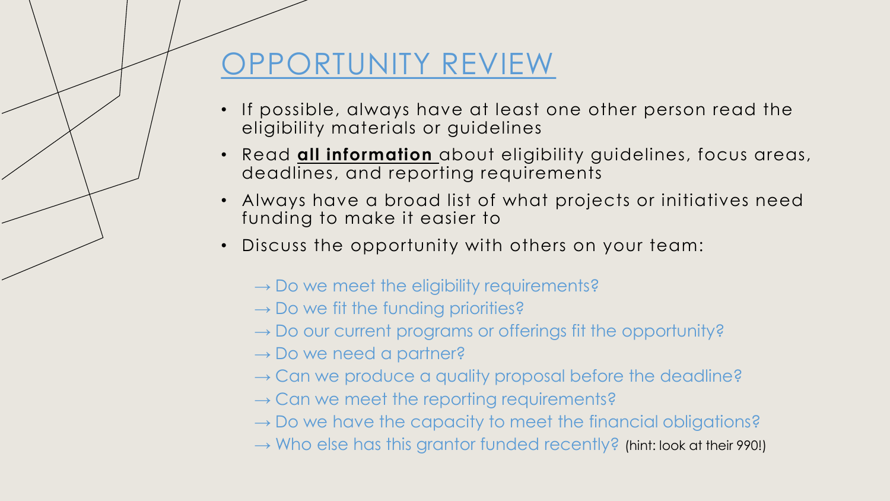# OPPORTUNITY REVIEW

- If possible, always have at least one other person read the eligibility materials or guidelines
- Read **all information** about eligibility guidelines, focus areas, deadlines, and reporting requirements
- Always have a broad list of what projects or initiatives need funding to make it easier to
- Discuss the opportunity with others on your team:

  → Do we meet the eligibility requirements?
  → Do we fit the funding priorities?
  → Do our current programs or offerings fit the opportunity?
  → Do we need a partner?
  → Can we produce a quality proposal before the deadline?
  → Can we meet the reporting requirements?
  → Do we have the capacity to meet the financial obligations?
  → Who else has this grantor funded recently? (hint: look at their 990!)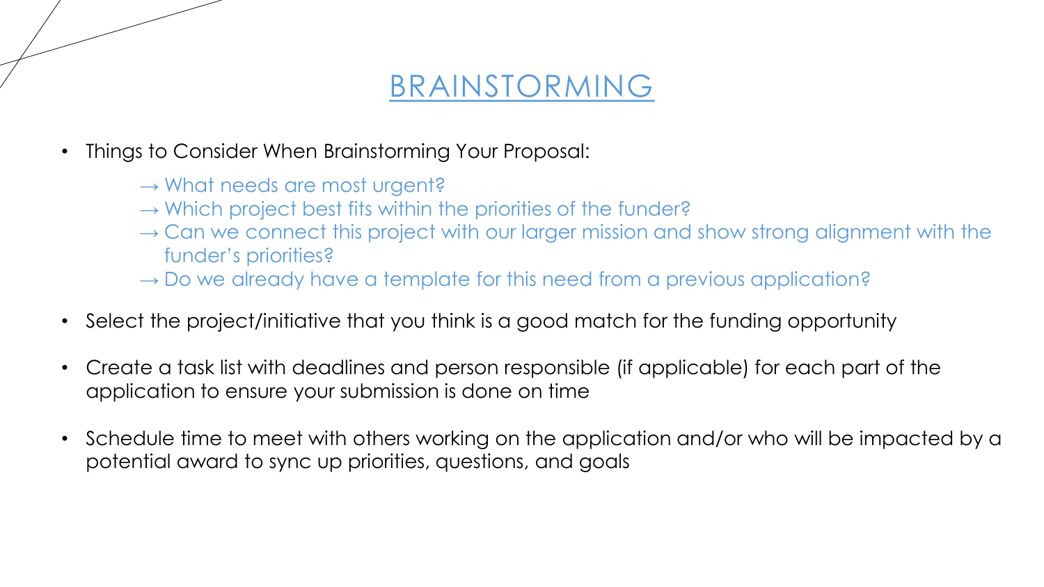# BRAINSTORMING

- Things to Consider When Brainstorming Your Proposal:
  - → What needs are most urgent?
  - → Which project best fits within the priorities of the funder?
  - → Can we connect this project with our larger mission and show strong alignment with the funder's priorities?
  - → Do we already have a template for this need from a previous application?
- Select the project/initiative that you think is a good match for the funding opportunity
- Create a task list with deadlines and person responsible (if applicable) for each part of the application to ensure your submission is done on time
- Schedule time to meet with others working on the application and/or who will be impacted by a potential award to sync up priorities, questions, and goals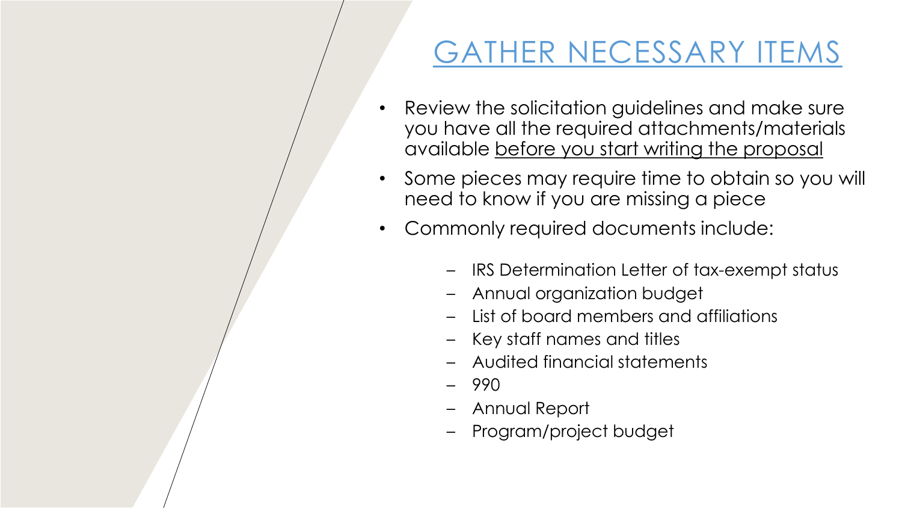# GATHER NECESSARY ITEMS

- Review the solicitation guidelines and make sure you have all the required attachments/materials available before you start writing the proposal
- Some pieces may require time to obtain so you will need to know if you are missing a piece
- Commonly required documents include:
  - IRS Determination Letter of tax-exempt status
  - Annual organization budget
  - List of board members and affiliations
  - Key staff names and titles
  - Audited financial statements
  - 990
  - Annual Report
  - Program/project budget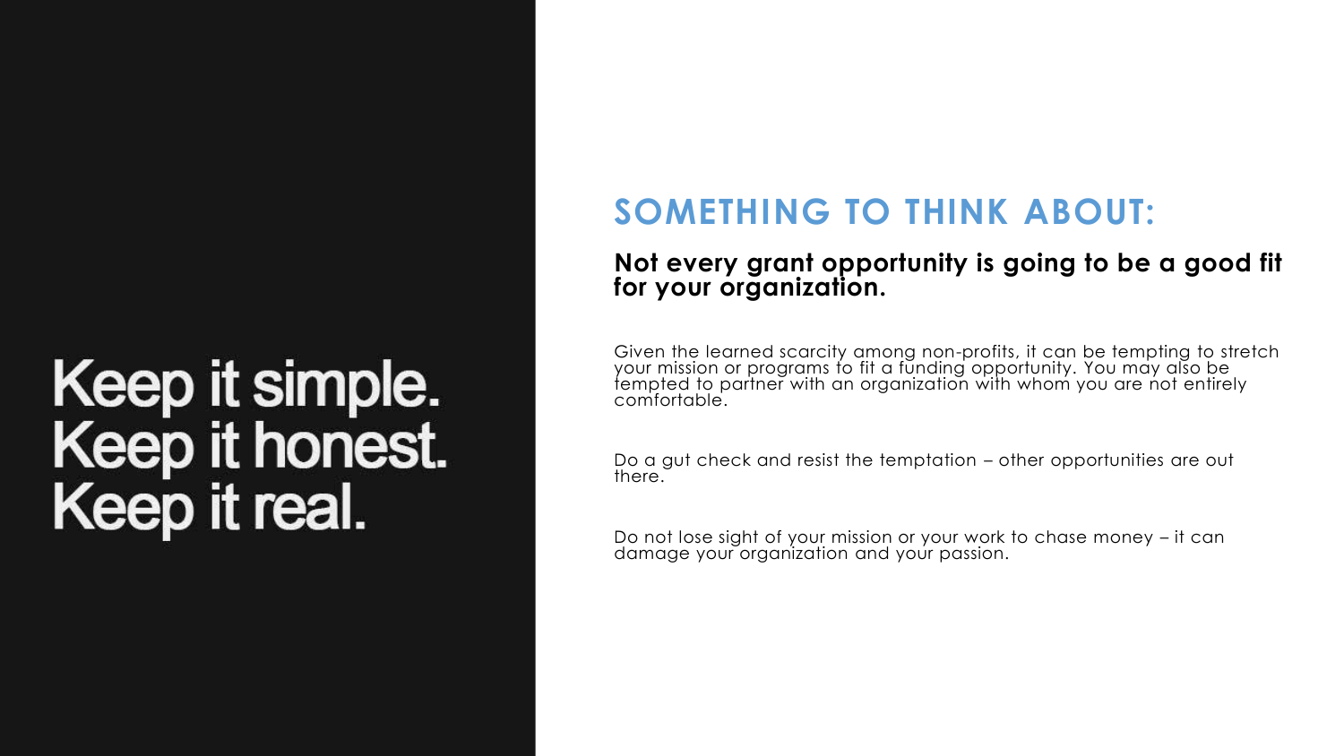Keep it simple.
Keep it honest.
Keep it real.

## SOMETHING TO THINK ABOUT:

**Not every grant opportunity is going to be a good fit for your organization.**

Given the learned scarcity among non-profits, it can be tempting to stretch your mission or programs to fit a funding opportunity. You may also be tempted to partner with an organization with whom you are not entirely comfortable.

Do a gut check and resist the temptation – other opportunities are out there.

Do not lose sight of your mission or your work to chase money – it can damage your organization and your passion.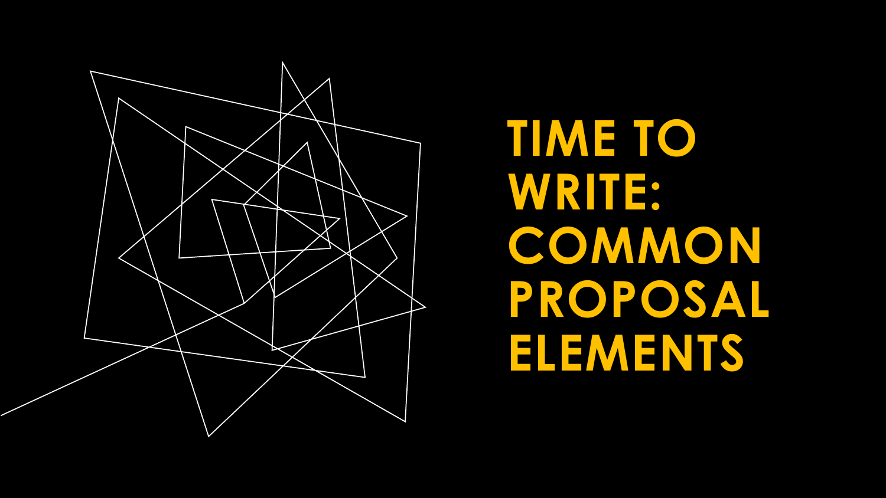# TIME TO WRITE: COMMON PROPOSAL ELEMENTS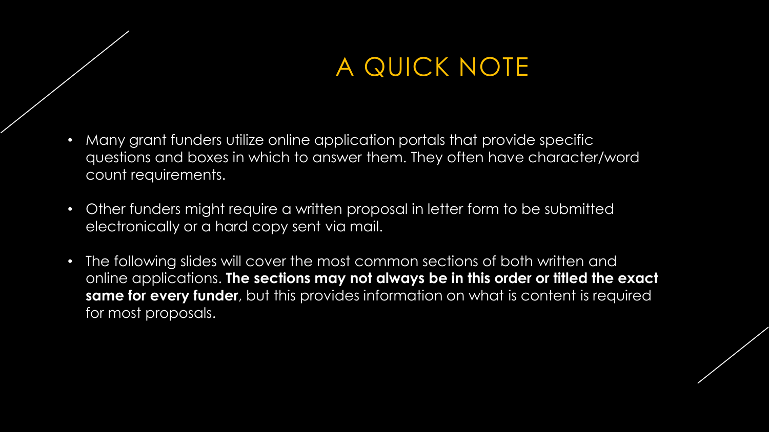# A QUICK NOTE

- Many grant funders utilize online application portals that provide specific questions and boxes in which to answer them. They often have character/word count requirements.
- Other funders might require a written proposal in letter form to be submitted electronically or a hard copy sent via mail.
- The following slides will cover the most common sections of both written and online applications. **The sections may not always be in this order or titled the exact same for every funder**, but this provides information on what is content is required for most proposals.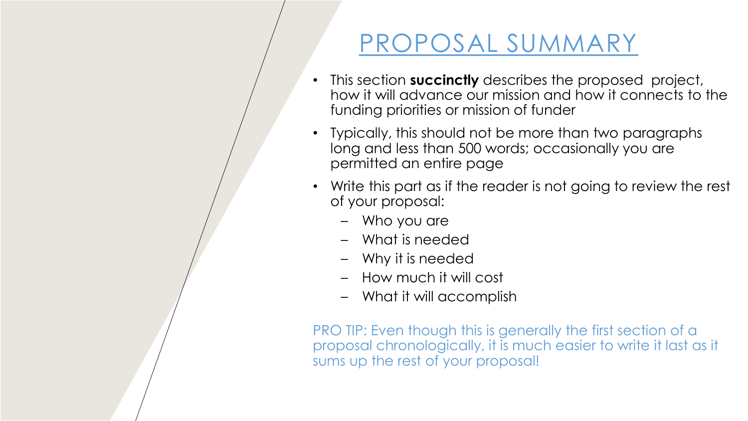# PROPOSAL SUMMARY

- This section **succinctly** describes the proposed project, how it will advance our mission and how it connects to the funding priorities or mission of funder
- Typically, this should not be more than two paragraphs long and less than 500 words; occasionally you are permitted an entire page
- Write this part as if the reader is not going to review the rest of your proposal:
  - Who you are
  - What is needed
  - Why it is needed
  - How much it will cost
  - What it will accomplish

PRO TIP: Even though this is generally the first section of a proposal chronologically, it is much easier to write it last as it sums up the rest of your proposal!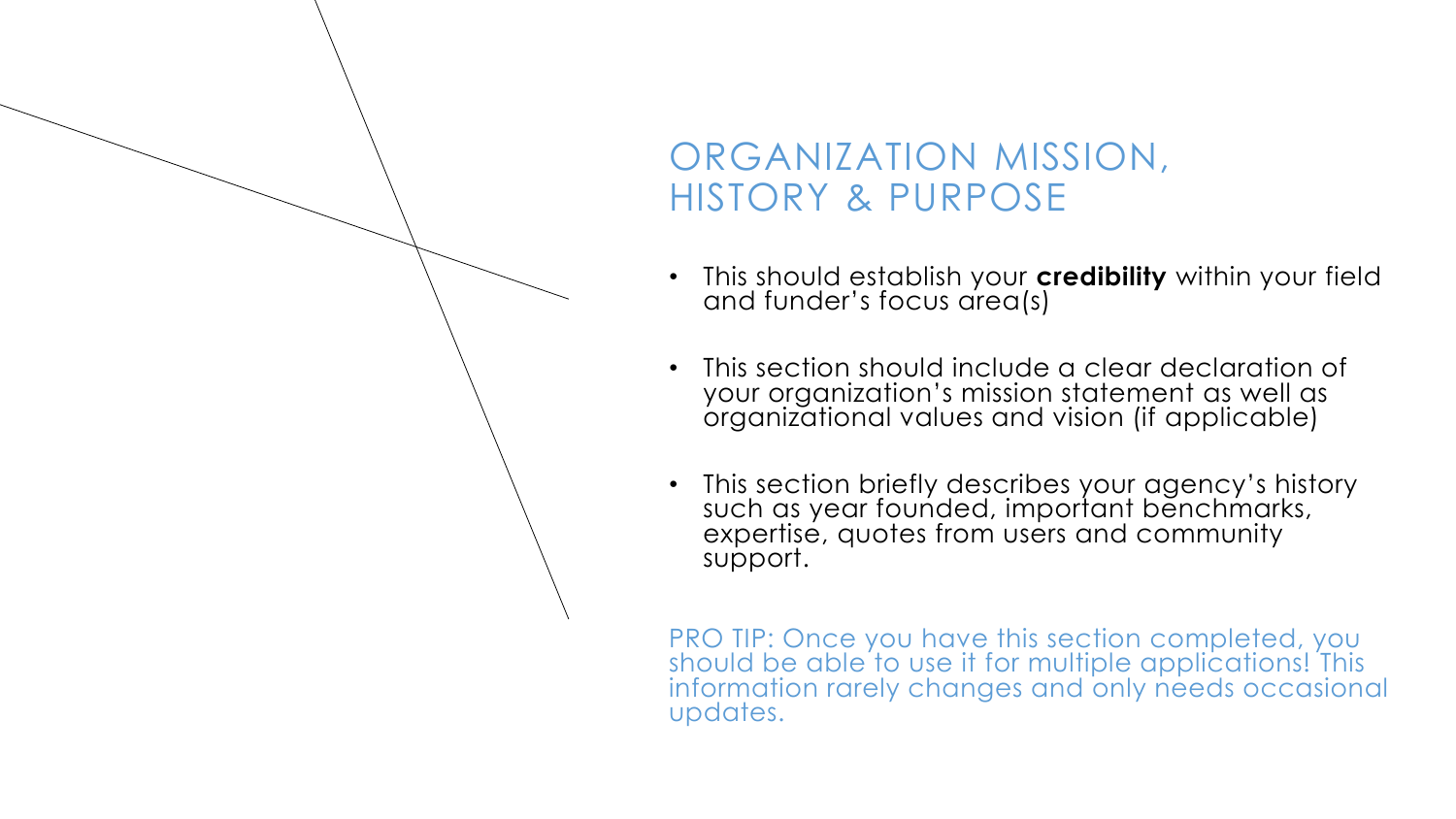# ORGANIZATION MISSION, HISTORY & PURPOSE

- This should establish your **credibility** within your field and funder's focus area(s)
- This section should include a clear declaration of your organization's mission statement as well as organizational values and vision (if applicable)
- This section briefly describes your agency's history such as year founded, important benchmarks, expertise, quotes from users and community support.

PRO TIP: Once you have this section completed, you should be able to use it for multiple applications! This information rarely changes and only needs occasional updates.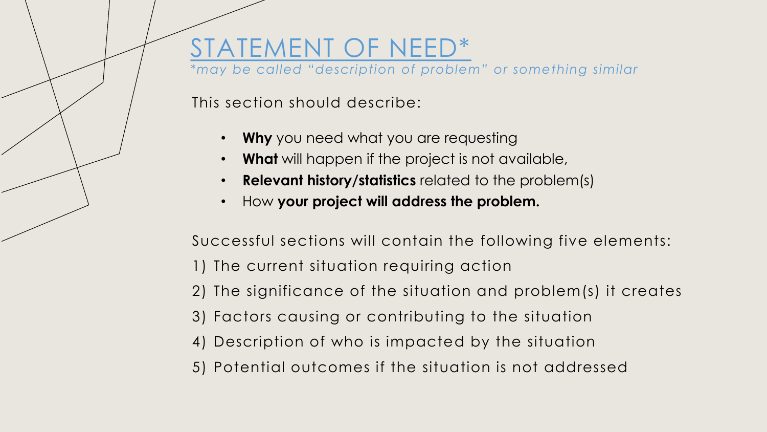# STATEMENT OF NEED*

*\*may be called "description of problem" or something similar*

This section should describe:

- **Why** you need what you are requesting
- **What** will happen if the project is not available,
- **Relevant history/statistics** related to the problem(s)
- How **your project will address the problem.**

Successful sections will contain the following five elements:

1) The current situation requiring action
2) The significance of the situation and problem(s) it creates
3) Factors causing or contributing to the situation
4) Description of who is impacted by the situation
5) Potential outcomes if the situation is not addressed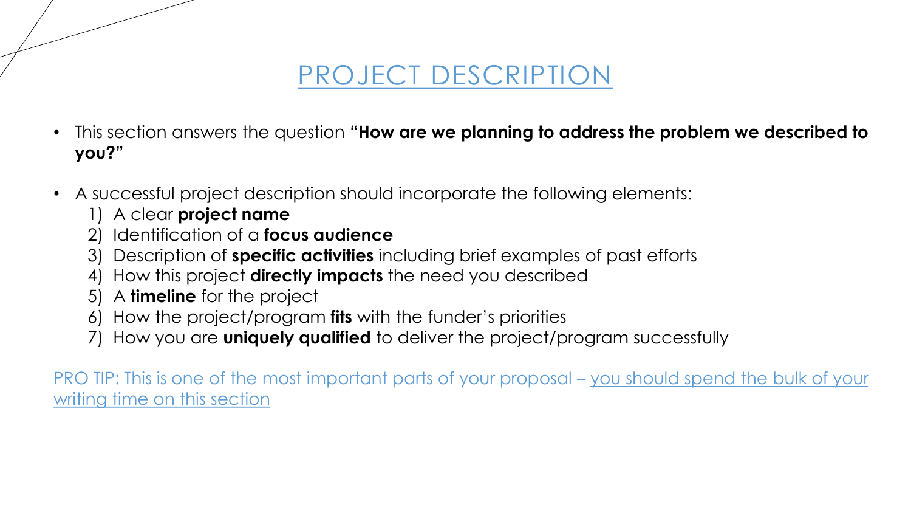# PROJECT DESCRIPTION

- This section answers the question **"How are we planning to address the problem we described to you?"**
- A successful project description should incorporate the following elements:
  1) A clear **project name**
  2) Identification of a **focus audience**
  3) Description of **specific activities** including brief examples of past efforts
  4) How this project **directly impacts** the need you described
  5) A **timeline** for the project
  6) How the project/program **fits** with the funder's priorities
  7) How you are **uniquely qualified** to deliver the project/program successfully

PRO TIP: This is one of the most important parts of your proposal – you should spend the bulk of your writing time on this section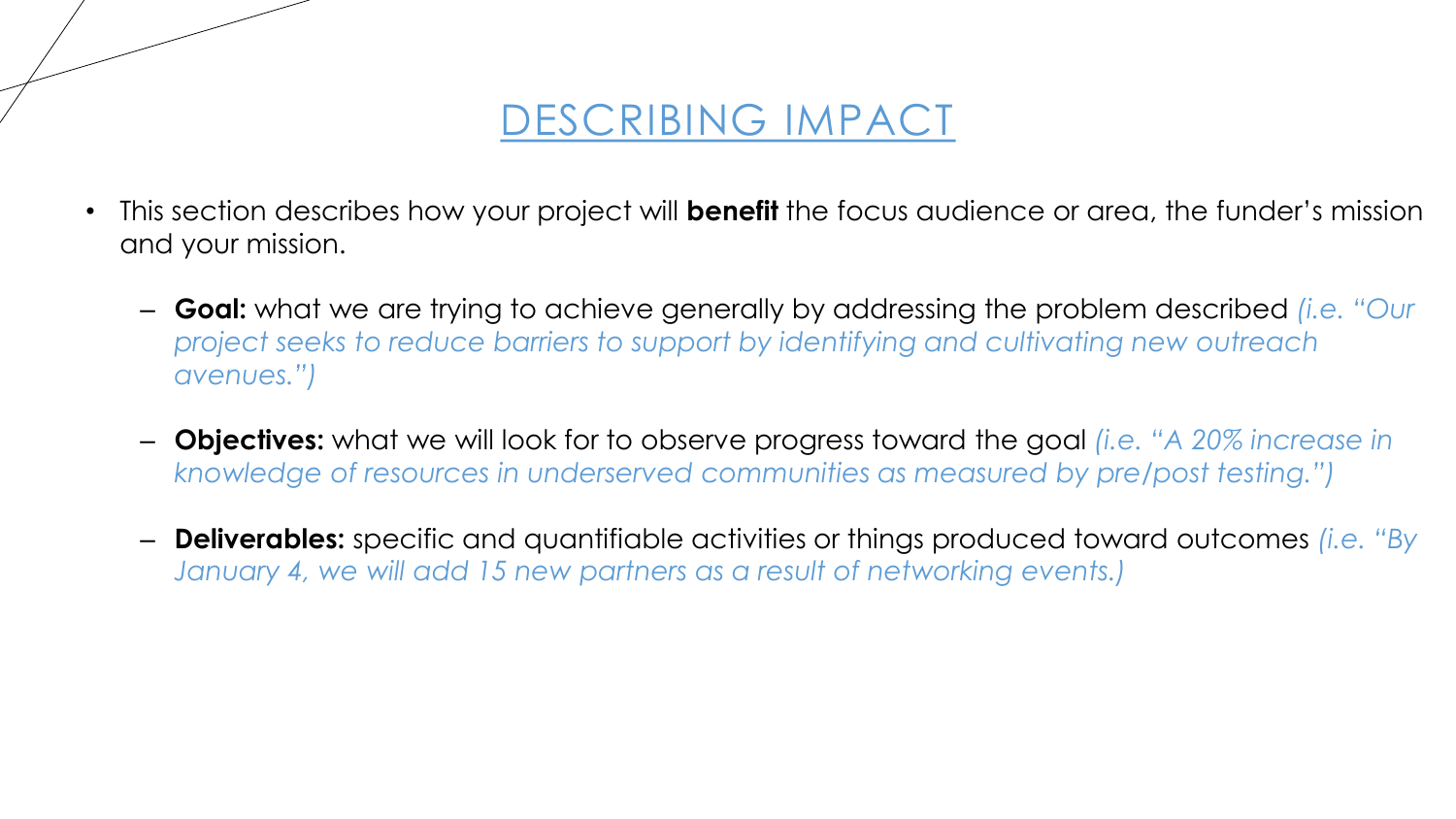# DESCRIBING IMPACT

- This section describes how your project will **benefit** the focus audience or area, the funder's mission and your mission.
  - **Goal:** what we are trying to achieve generally by addressing the problem described *(i.e. "Our project seeks to reduce barriers to support by identifying and cultivating new outreach avenues.")*
  - **Objectives:** what we will look for to observe progress toward the goal *(i.e. "A 20% increase in knowledge of resources in underserved communities as measured by pre/post testing.")*
  - **Deliverables:** specific and quantifiable activities or things produced toward outcomes *(i.e. "By January 4, we will add 15 new partners as a result of networking events.)*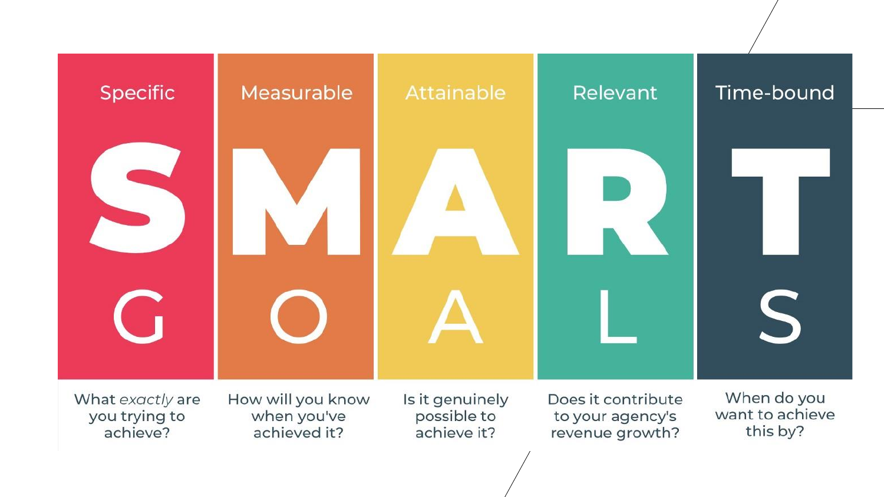# SMART GOALS

| Specific | Measurable | Attainable | Relevant | Time-bound |
| --- | --- | --- | --- | --- |
| **S** | **M** | **A** | **R** | **T** |
| G | O | A | L | S |
| What *exactly* are you trying to achieve? | How will you know when you've achieved it? | Is it genuinely possible to achieve it? | Does it contribute to your agency's revenue growth? | When do you want to achieve this by? |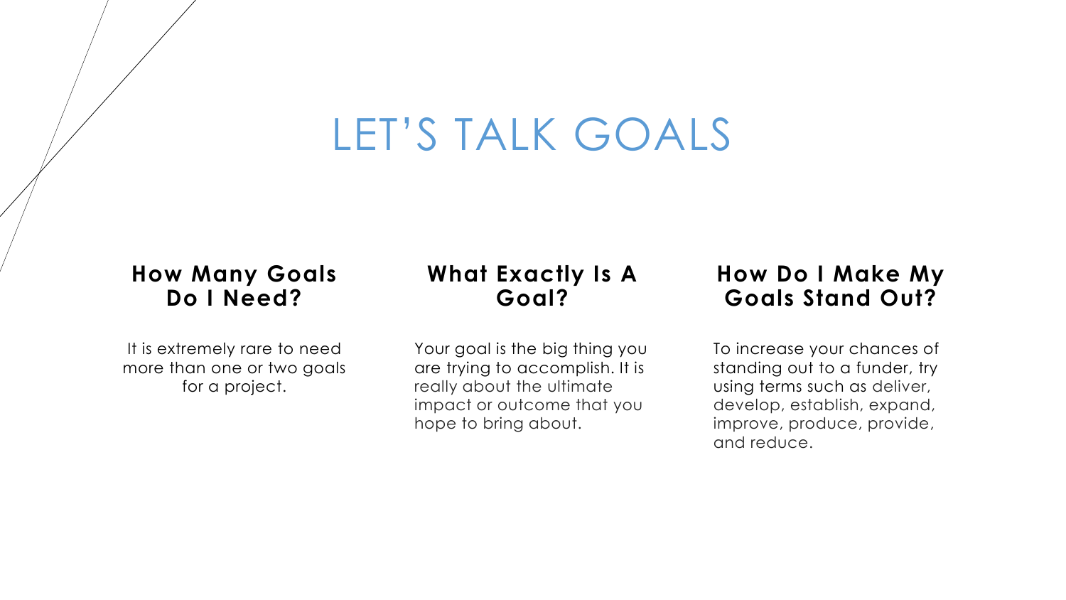# LET'S TALK GOALS

### How Many Goals Do I Need?

It is extremely rare to need more than one or two goals for a project.

### What Exactly Is A Goal?

Your goal is the big thing you are trying to accomplish. It is really about the ultimate impact or outcome that you hope to bring about.

### How Do I Make My Goals Stand Out?

To increase your chances of standing out to a funder, try using terms such as deliver, develop, establish, expand, improve, produce, provide, and reduce.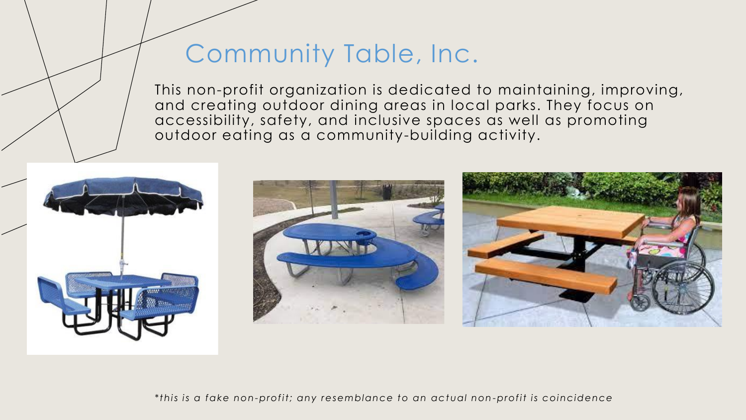# Community Table, Inc.

This non-profit organization is dedicated to maintaining, improving, and creating outdoor dining areas in local parks. They focus on accessibility, safety, and inclusive spaces as well as promoting outdoor eating as a community-building activity.

**this is a fake non-profit; any resemblance to an actual non-profit is coincidence*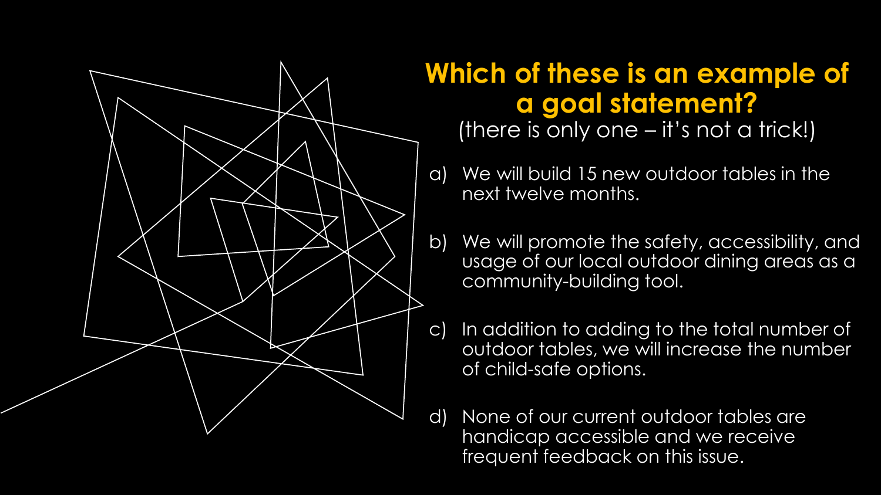## Which of these is an example of a goal statement?

(there is only one – it's not a trick!)

a) We will build 15 new outdoor tables in the next twelve months.

b) We will promote the safety, accessibility, and usage of our local outdoor dining areas as a community-building tool.

c) In addition to adding to the total number of outdoor tables, we will increase the number of child-safe options.

d) None of our current outdoor tables are handicap accessible and we receive frequent feedback on this issue.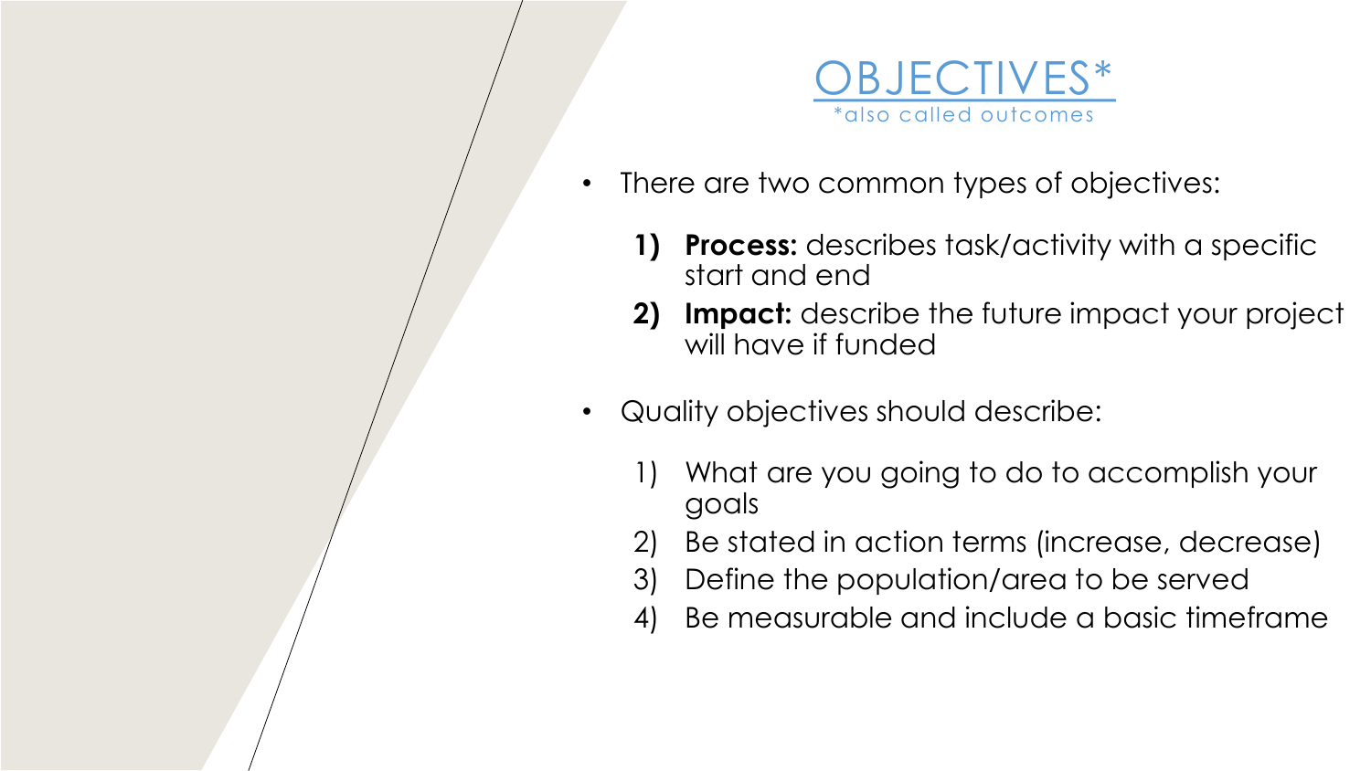# OBJECTIVES*

*also called outcomes

- There are two common types of objectives:

  1) **Process:** describes task/activity with a specific start and end
  2) **Impact:** describe the future impact your project will have if funded

- Quality objectives should describe:

  1) What are you going to do to accomplish your goals
  2) Be stated in action terms (increase, decrease)
  3) Define the population/area to be served
  4) Be measurable and include a basic timeframe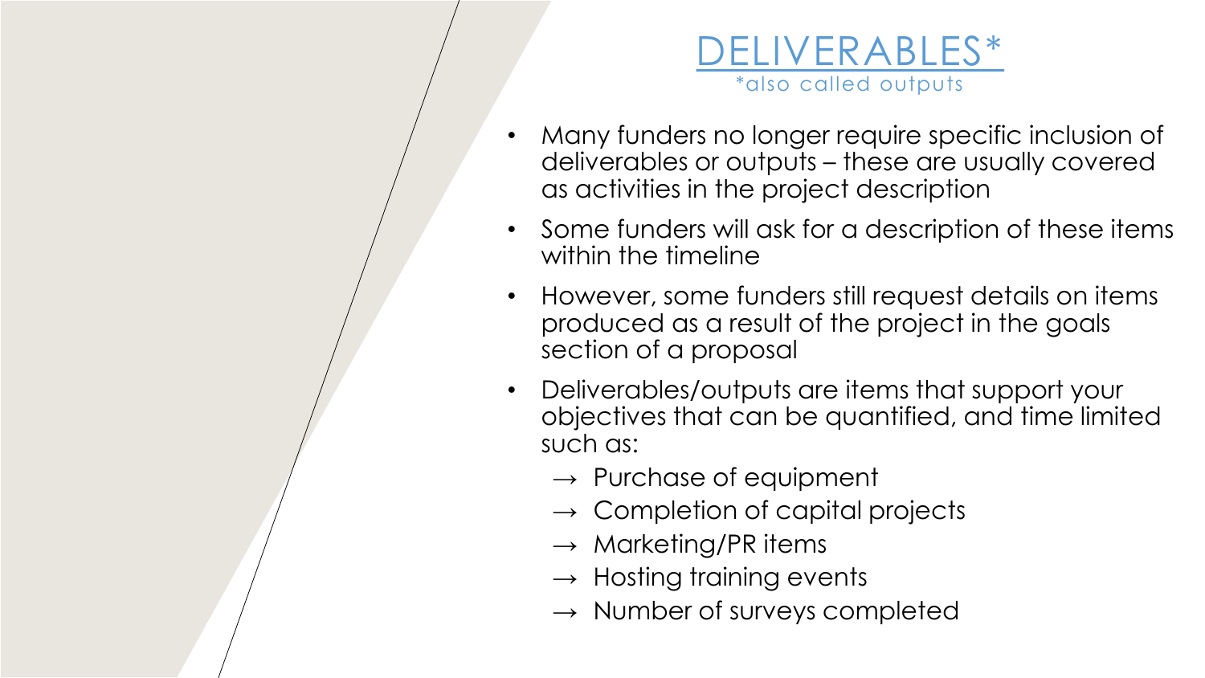# DELIVERABLES*

*also called outputs

- Many funders no longer require specific inclusion of deliverables or outputs – these are usually covered as activities in the project description
- Some funders will ask for a description of these items within the timeline
- However, some funders still request details on items produced as a result of the project in the goals section of a proposal
- Deliverables/outputs are items that support your objectives that can be quantified, and time limited such as:
  - → Purchase of equipment
  - → Completion of capital projects
  - → Marketing/PR items
  - → Hosting training events
  - → Number of surveys completed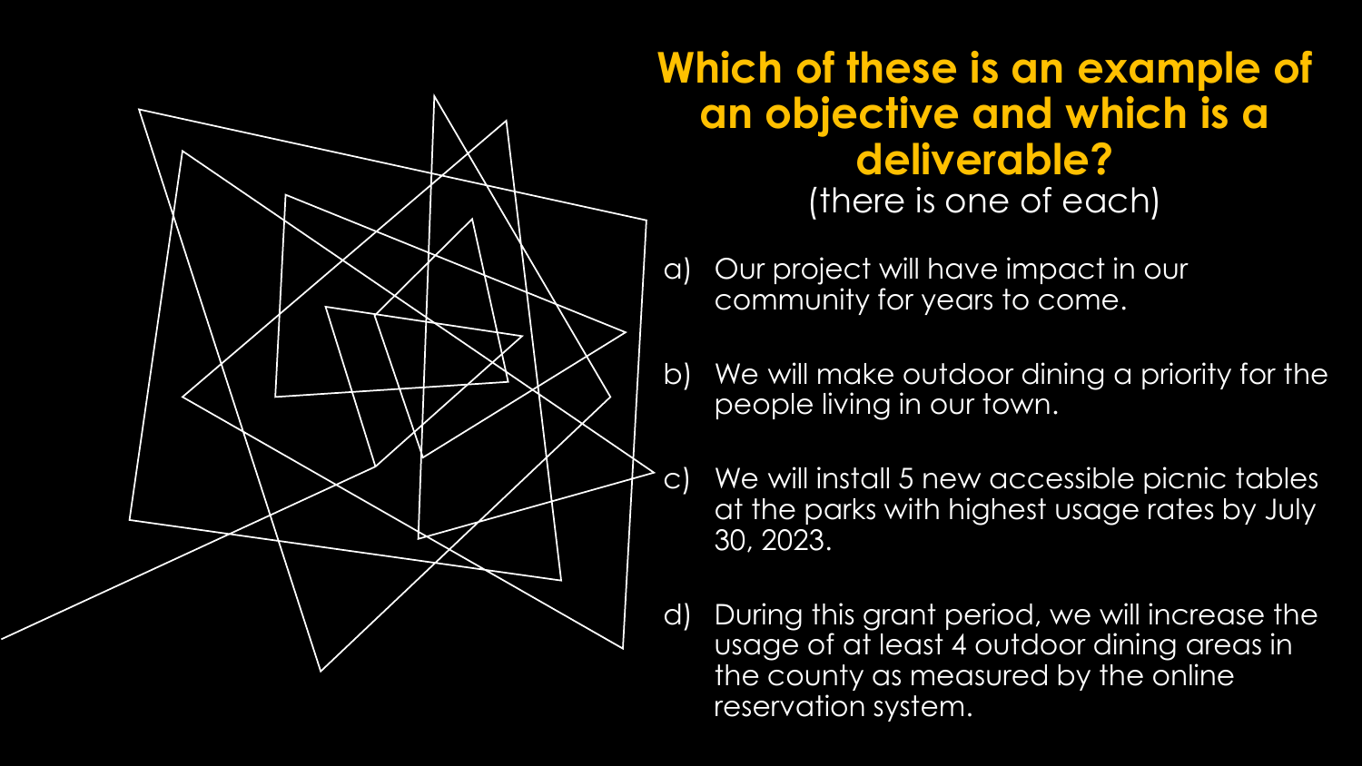# Which of these is an example of an objective and which is a deliverable?

(there is one of each)

a) Our project will have impact in our community for years to come.

b) We will make outdoor dining a priority for the people living in our town.

c) We will install 5 new accessible picnic tables at the parks with highest usage rates by July 30, 2023.

d) During this grant period, we will increase the usage of at least 4 outdoor dining areas in the county as measured by the online reservation system.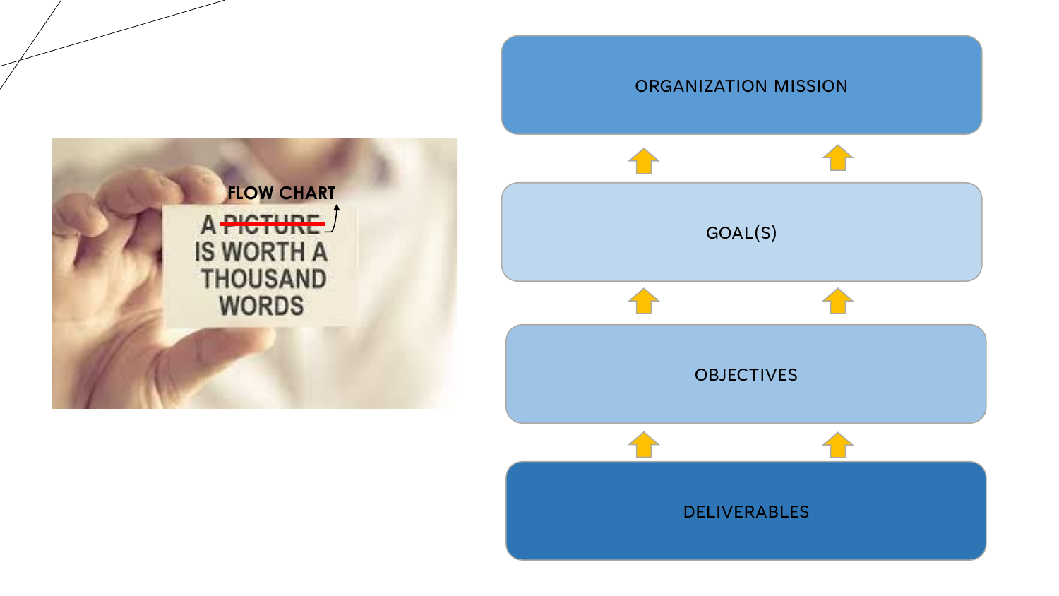FLOW CHART

A ~~PICTURE~~ IS WORTH A THOUSAND WORDS

ORGANIZATION MISSION

↑

GOAL(S)

↑

OBJECTIVES

↑

DELIVERABLES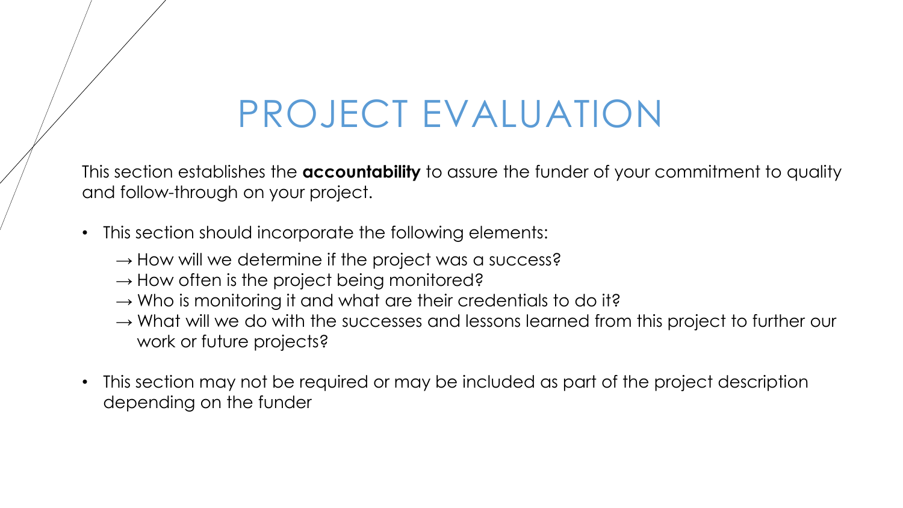# PROJECT EVALUATION

This section establishes the **accountability** to assure the funder of your commitment to quality and follow-through on your project.

- This section should incorporate the following elements:
  - → How will we determine if the project was a success?
  - → How often is the project being monitored?
  - → Who is monitoring it and what are their credentials to do it?
  - → What will we do with the successes and lessons learned from this project to further our work or future projects?
- This section may not be required or may be included as part of the project description depending on the funder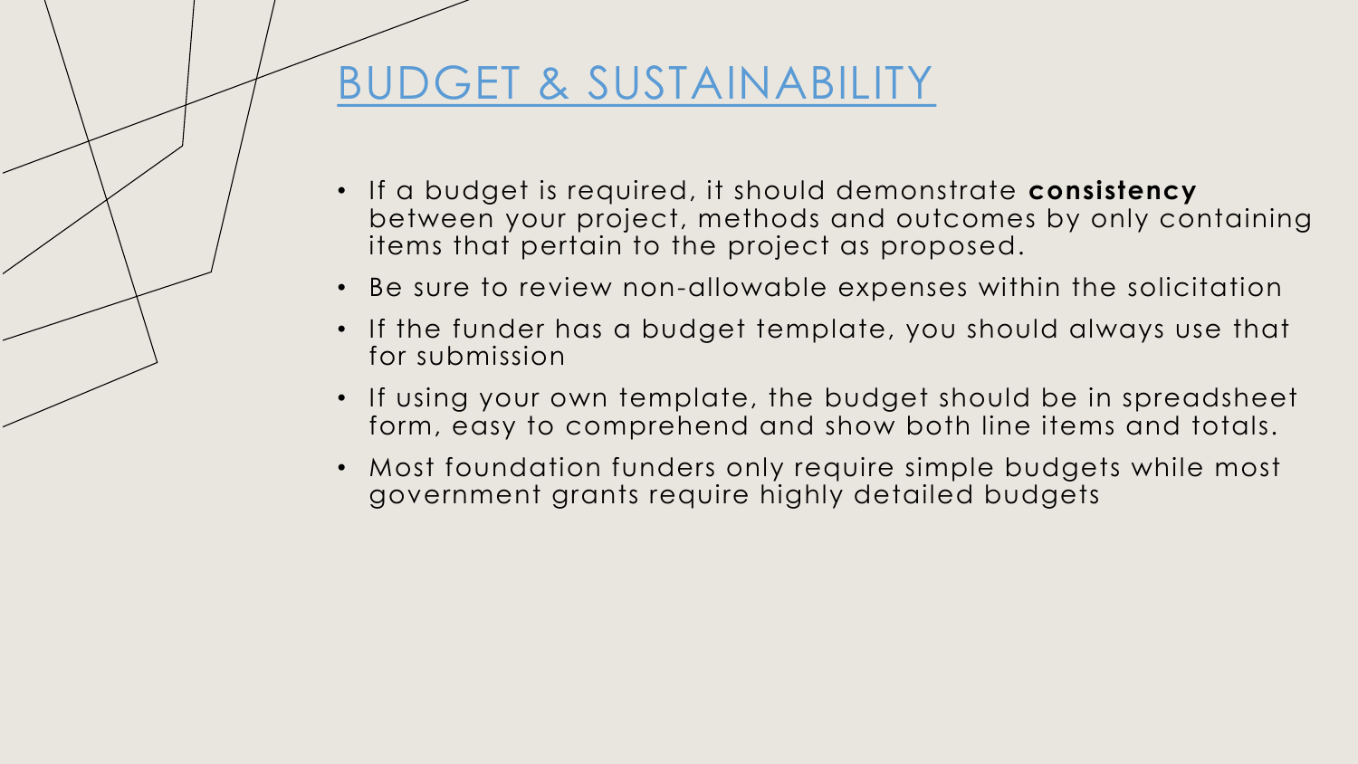# BUDGET & SUSTAINABILITY

- If a budget is required, it should demonstrate **consistency** between your project, methods and outcomes by only containing items that pertain to the project as proposed.
- Be sure to review non-allowable expenses within the solicitation
- If the funder has a budget template, you should always use that for submission
- If using your own template, the budget should be in spreadsheet form, easy to comprehend and show both line items and totals.
- Most foundation funders only require simple budgets while most government grants require highly detailed budgets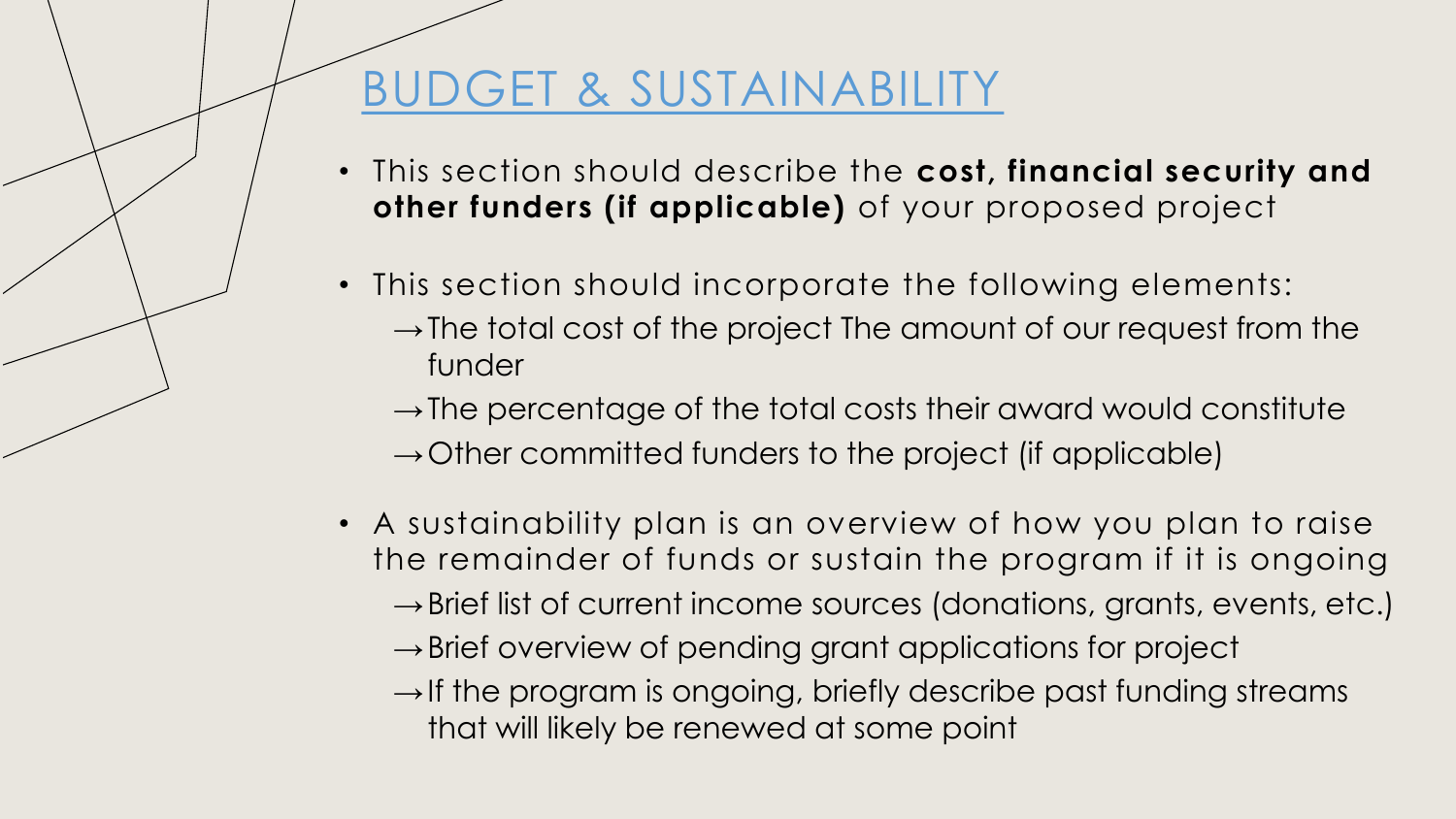# BUDGET & SUSTAINABILITY

- This section should describe the **cost, financial security and other funders (if applicable)** of your proposed project
- This section should incorporate the following elements:
  - → The total cost of the project The amount of our request from the funder
  - → The percentage of the total costs their award would constitute
  - → Other committed funders to the project (if applicable)
- A sustainability plan is an overview of how you plan to raise the remainder of funds or sustain the program if it is ongoing
  - → Brief list of current income sources (donations, grants, events, etc.)
  - → Brief overview of pending grant applications for project
  - → If the program is ongoing, briefly describe past funding streams that will likely be renewed at some point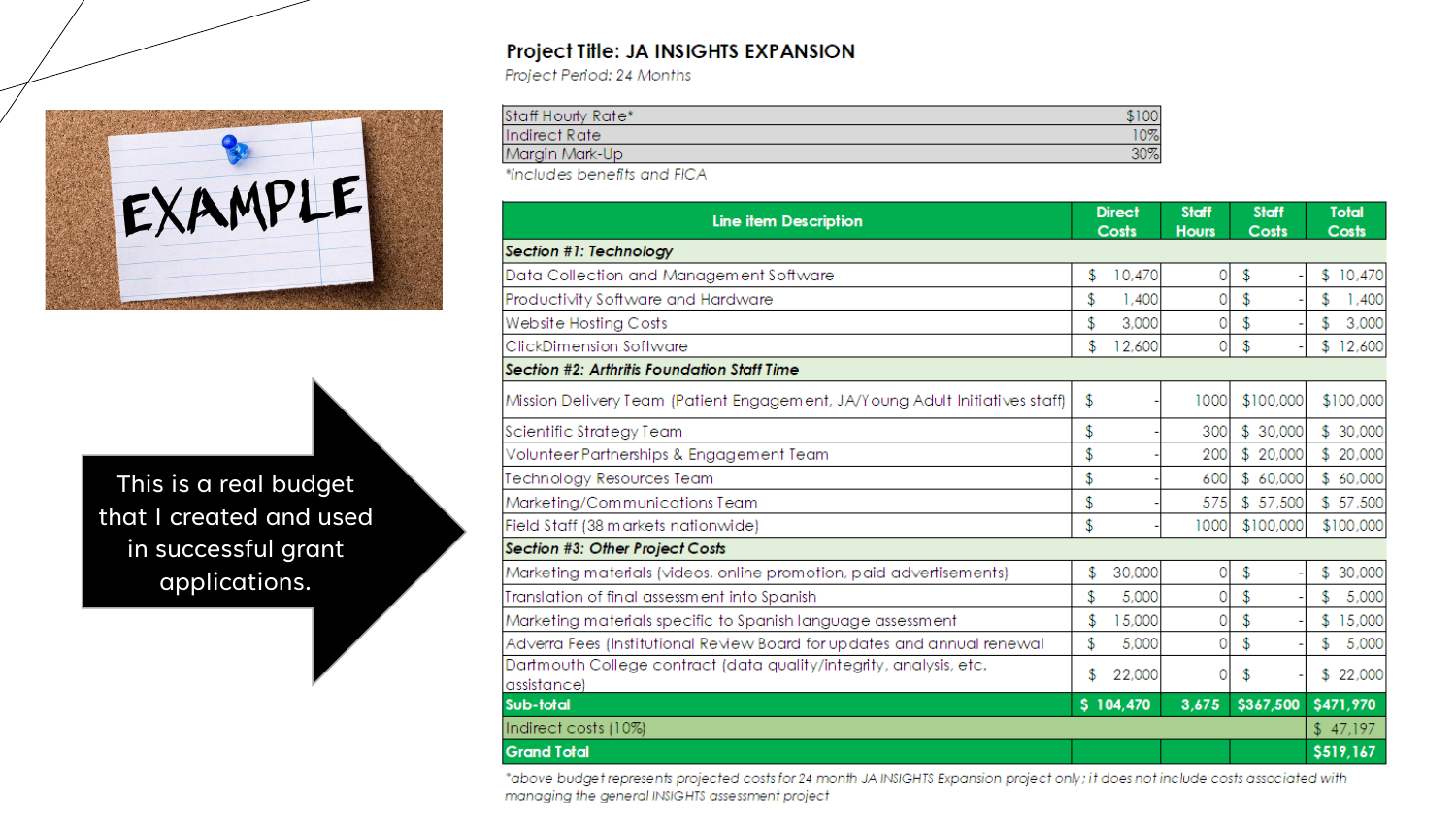EXAMPLE

This is a real budget that I created and used in successful grant applications.

**Project Title: JA INSIGHTS EXPANSION**

*Project Period: 24 Months*

| | |
|---|---|
| Staff Hourly Rate* | $100 |
| Indirect Rate | 10% |
| Margin Mark-Up | 30% |

*\*includes benefits and FICA*

| Line item Description | Direct Costs | Staff Hours | Staff Costs | Total Costs |
|---|---|---|---|---|
| ***Section #1: Technology*** | | | | |
| Data Collection and Management Software | $ 10,470 | 0 | $ - | $ 10,470 |
| Productivity Software and Hardware | $ 1,400 | 0 | $ - | $ 1,400 |
| Website Hosting Costs | $ 3,000 | 0 | $ - | $ 3,000 |
| ClickDimension Software | $ 12,600 | 0 | $ - | $ 12,600 |
| ***Section #2: Arthritis Foundation Staff Time*** | | | | |
| Mission Delivery Team (Patient Engagement, JA/Young Adult Initiatives staff) | $ - | 1000 | $100,000 | $100,000 |
| Scientific Strategy Team | $ - | 300 | $ 30,000 | $ 30,000 |
| Volunteer Partnerships & Engagement Team | $ - | 200 | $ 20,000 | $ 20,000 |
| Technology Resources Team | $ - | 600 | $ 60,000 | $ 60,000 |
| Marketing/Communications Team | $ - | 575 | $ 57,500 | $ 57,500 |
| Field Staff (38 markets nationwide) | $ - | 1000 | $100,000 | $100,000 |
| ***Section #3: Other Project Costs*** | | | | |
| Marketing materials (videos, online promotion, paid advertisements) | $ 30,000 | 0 | $ - | $ 30,000 |
| Translation of final assessment into Spanish | $ 5,000 | 0 | $ - | $ 5,000 |
| Marketing materials specific to Spanish language assessment | $ 15,000 | 0 | $ - | $ 15,000 |
| Adverra Fees (Institutional Review Board for updates and annual renewal | $ 5,000 | 0 | $ - | $ 5,000 |
| Dartmouth College contract (data quality/integrity, analysis, etc. assistance) | $ 22,000 | 0 | $ - | $ 22,000 |
| **Sub-total** | **$ 104,470** | **3,675** | **$367,500** | **$471,970** |
| Indirect costs (10%) | | | | $ 47,197 |
| **Grand Total** | | | | **$519,167** |

*\*above budget represents projected costs for 24 month JA INSIGHTS Expansion project only; it does not include costs associated with managing the general INSIGHTS assessment project*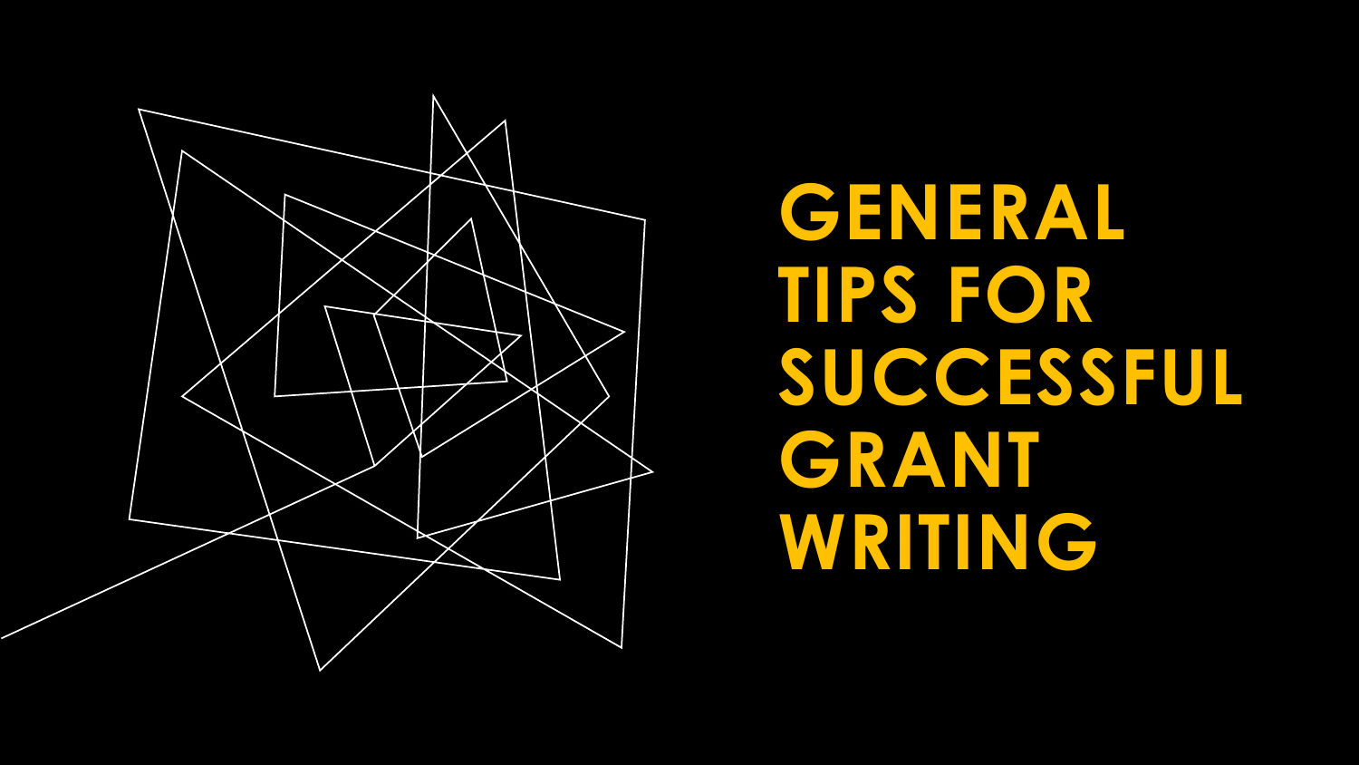# GENERAL TIPS FOR SUCCESSFUL GRANT WRITING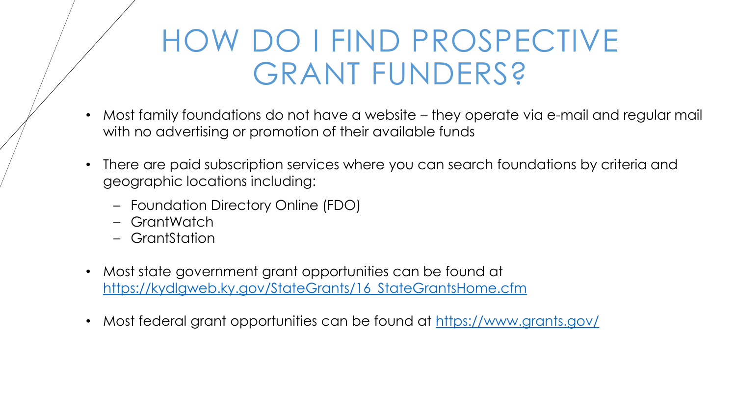# HOW DO I FIND PROSPECTIVE GRANT FUNDERS?

- Most family foundations do not have a website – they operate via e-mail and regular mail with no advertising or promotion of their available funds
- There are paid subscription services where you can search foundations by criteria and geographic locations including:
  - Foundation Directory Online (FDO)
  - GrantWatch
  - GrantStation
- Most state government grant opportunities can be found at [https://kydlgweb.ky.gov/StateGrants/16_StateGrantsHome.cfm](https://kydlgweb.ky.gov/StateGrants/16_StateGrantsHome.cfm)
- Most federal grant opportunities can be found at [https://www.grants.gov/](https://www.grants.gov/)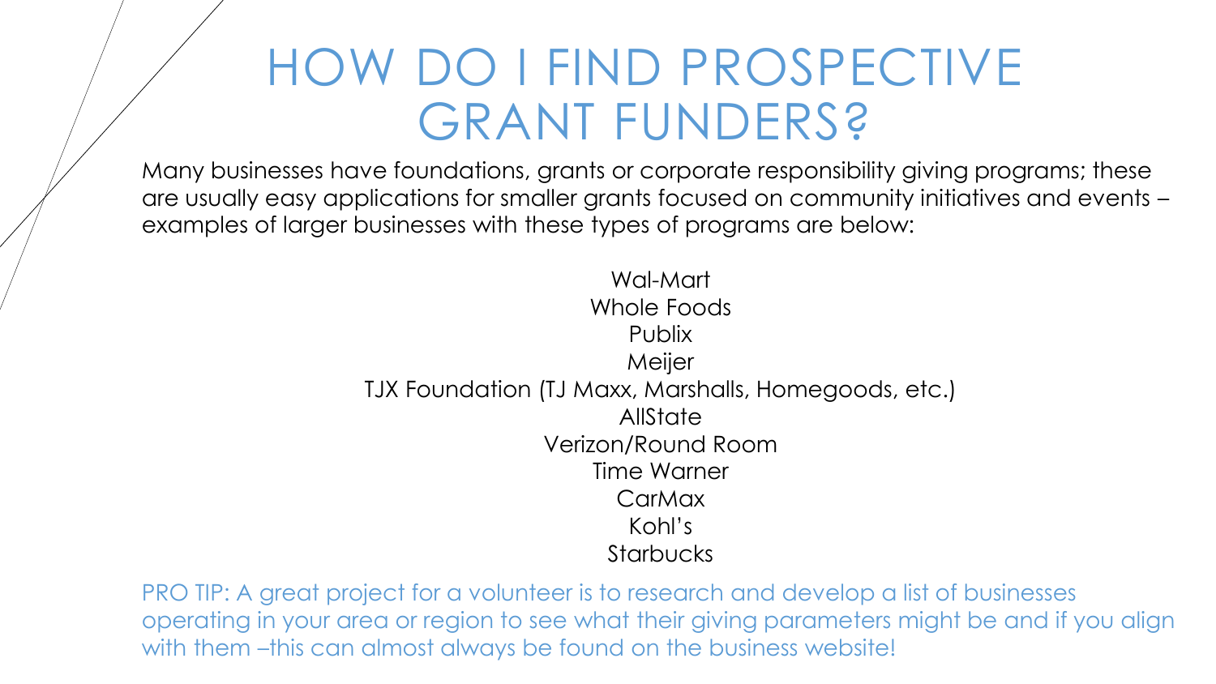# HOW DO I FIND PROSPECTIVE GRANT FUNDERS?

Many businesses have foundations, grants or corporate responsibility giving programs; these are usually easy applications for smaller grants focused on community initiatives and events – examples of larger businesses with these types of programs are below:

Wal-Mart
Whole Foods
Publix
Meijer
TJX Foundation (TJ Maxx, Marshalls, Homegoods, etc.)
AllState
Verizon/Round Room
Time Warner
CarMax
Kohl's
Starbucks

PRO TIP: A great project for a volunteer is to research and develop a list of businesses operating in your area or region to see what their giving parameters might be and if you align with them –this can almost always be found on the business website!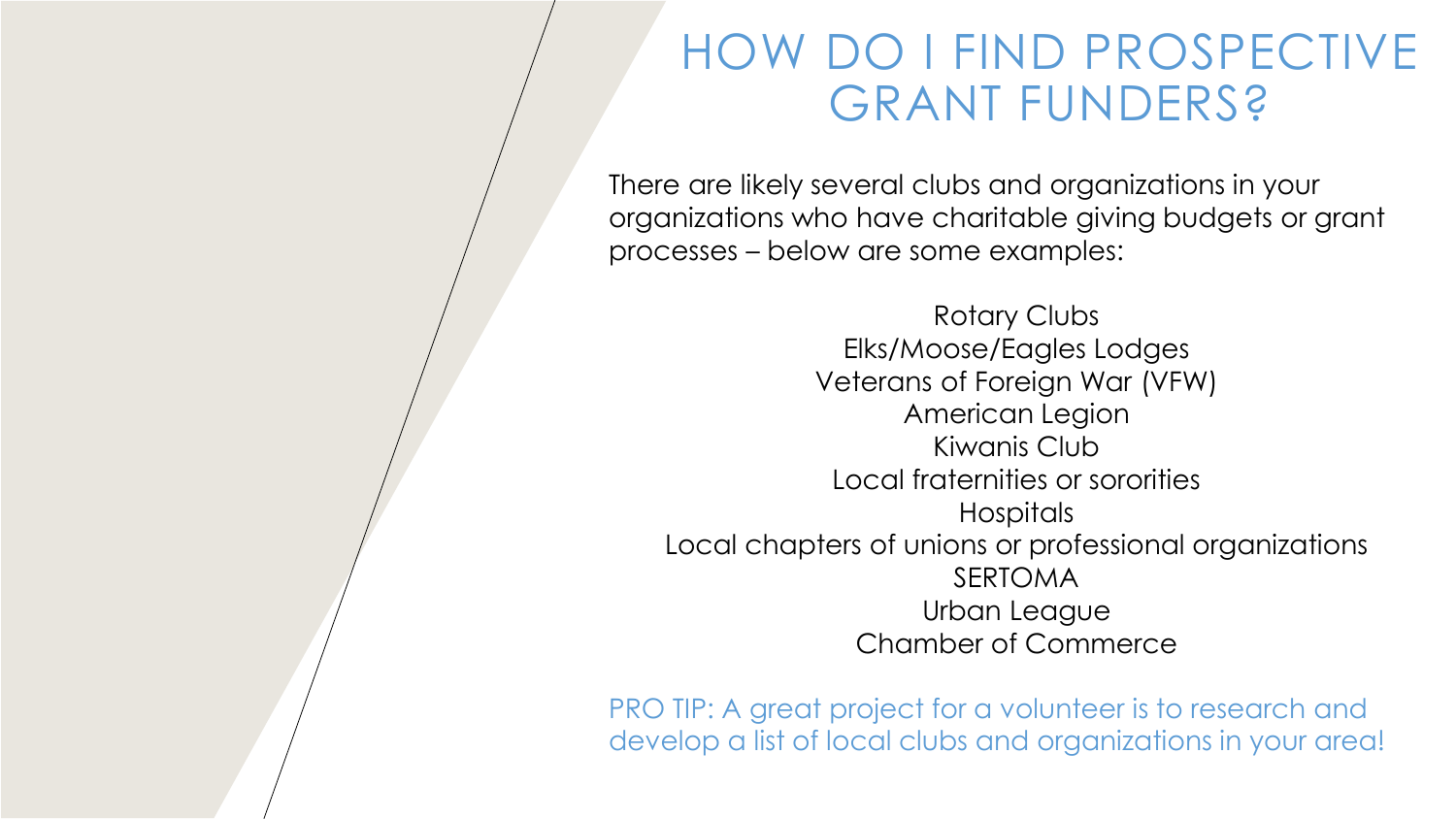# HOW DO I FIND PROSPECTIVE GRANT FUNDERS?

There are likely several clubs and organizations in your organizations who have charitable giving budgets or grant processes – below are some examples:

Rotary Clubs
Elks/Moose/Eagles Lodges
Veterans of Foreign War (VFW)
American Legion
Kiwanis Club
Local fraternities or sororities
Hospitals
Local chapters of unions or professional organizations
SERTOMA
Urban League
Chamber of Commerce

PRO TIP: A great project for a volunteer is to research and develop a list of local clubs and organizations in your area!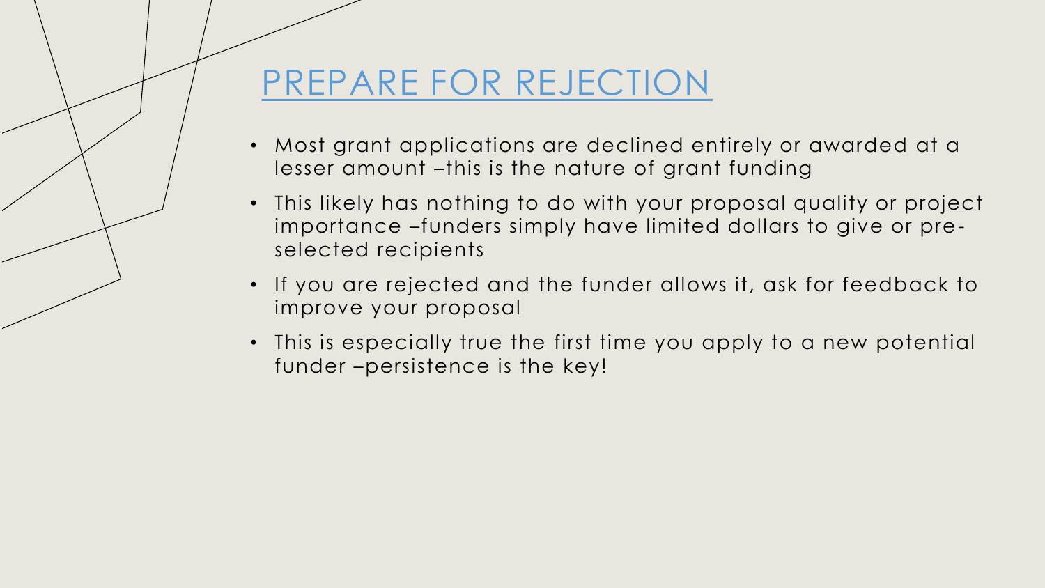# PREPARE FOR REJECTION

- Most grant applications are declined entirely or awarded at a lesser amount –this is the nature of grant funding
- This likely has nothing to do with your proposal quality or project importance –funders simply have limited dollars to give or pre-selected recipients
- If you are rejected and the funder allows it, ask for feedback to improve your proposal
- This is especially true the first time you apply to a new potential funder –persistence is the key!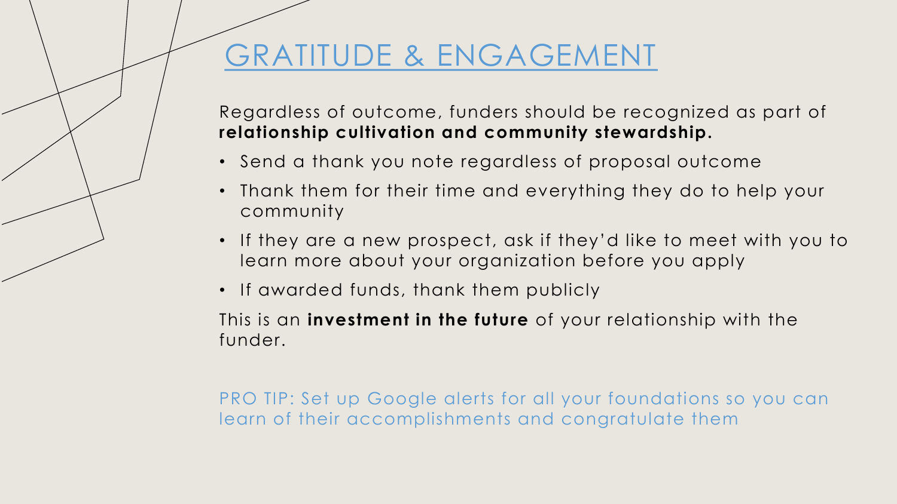# GRATITUDE & ENGAGEMENT

Regardless of outcome, funders should be recognized as part of **relationship cultivation and community stewardship.**

- Send a thank you note regardless of proposal outcome
- Thank them for their time and everything they do to help your community
- If they are a new prospect, ask if they'd like to meet with you to learn more about your organization before you apply
- If awarded funds, thank them publicly

This is an **investment in the future** of your relationship with the funder.

PRO TIP: Set up Google alerts for all your foundations so you can learn of their accomplishments and congratulate them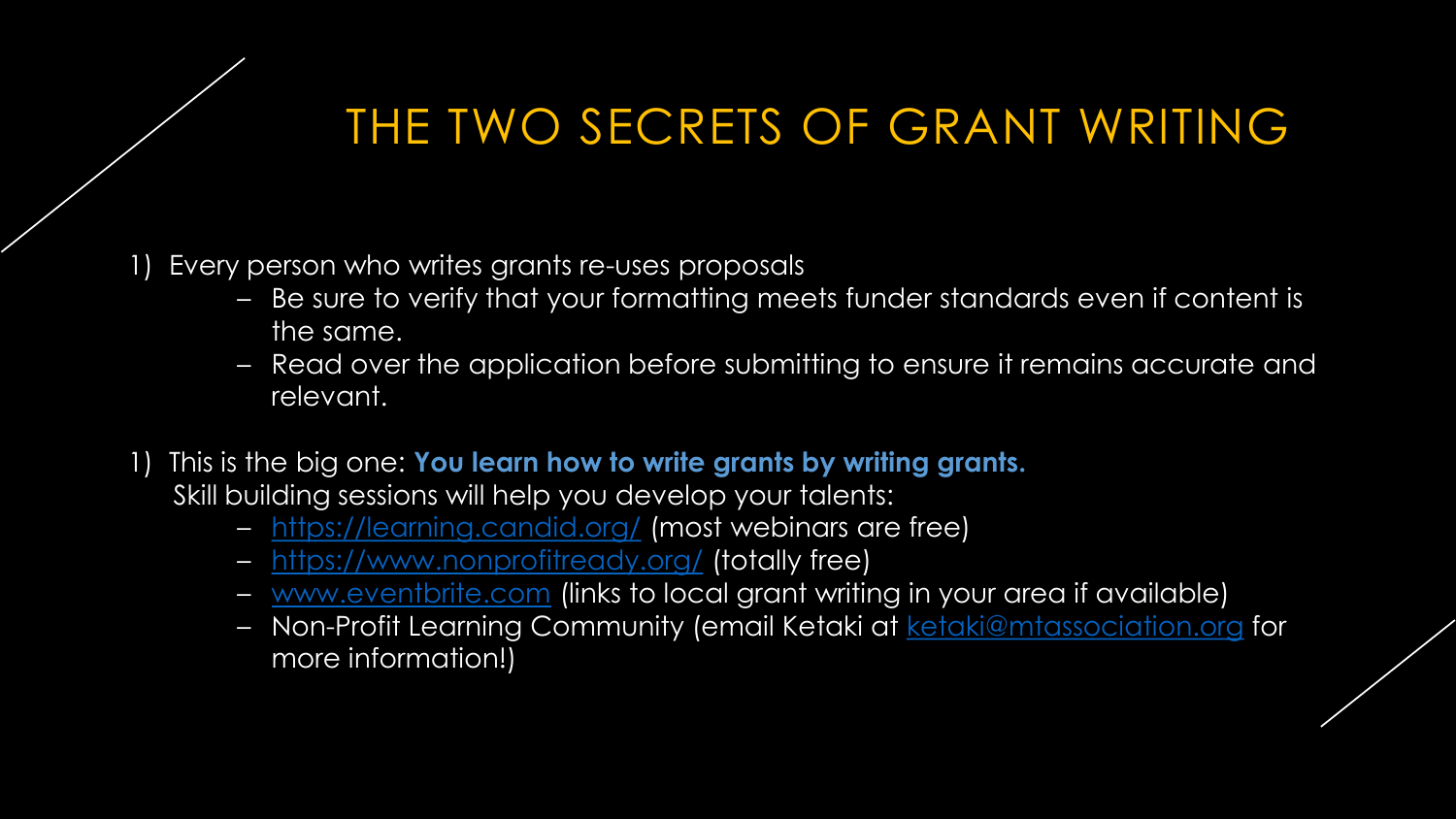# THE TWO SECRETS OF GRANT WRITING

1) Every person who writes grants re-uses proposals
   - Be sure to verify that your formatting meets funder standards even if content is the same.
   - Read over the application before submitting to ensure it remains accurate and relevant.

1) This is the big one: **You learn how to write grants by writing grants.**
   Skill building sessions will help you develop your talents:
   - https://learning.candid.org/ (most webinars are free)
   - https://www.nonprofitready.org/ (totally free)
   - www.eventbrite.com (links to local grant writing in your area if available)
   - Non-Profit Learning Community (email Ketaki at ketaki@mtassociation.org for more information!)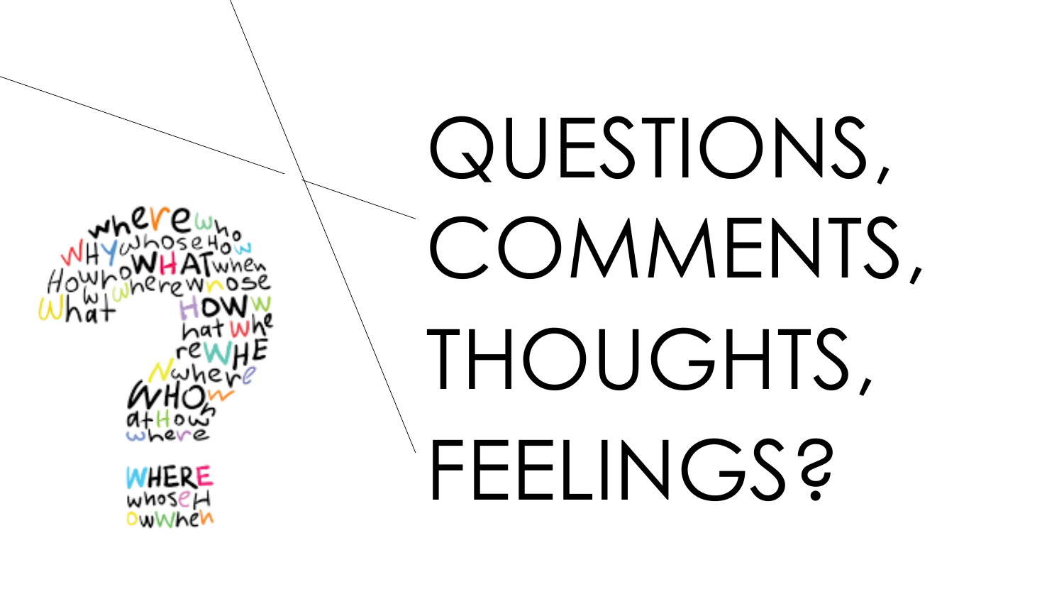# QUESTIONS, COMMENTS, THOUGHTS, FEELINGS?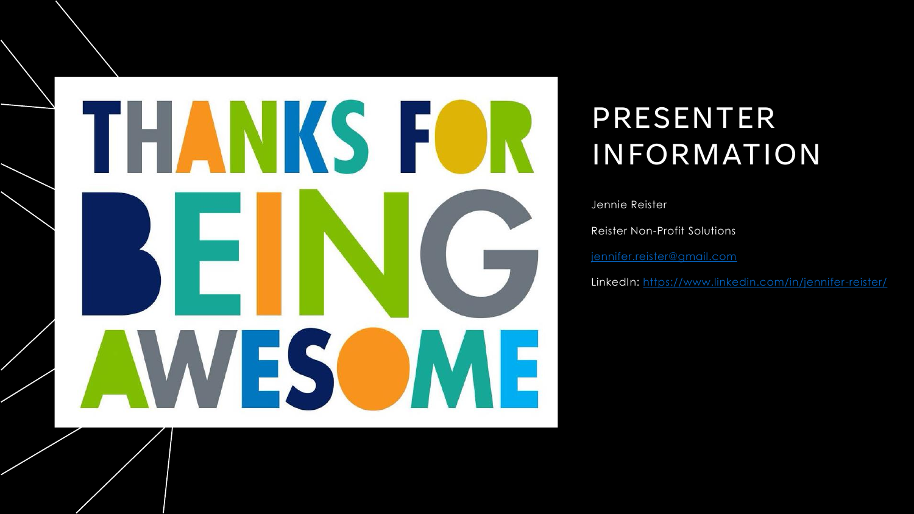THANKS FOR BEING AWESOME

# PRESENTER INFORMATION

Jennie Reister

Reister Non-Profit Solutions

jennifer.reister@gmail.com

LinkedIn: https://www.linkedin.com/in/jennifer-reister/